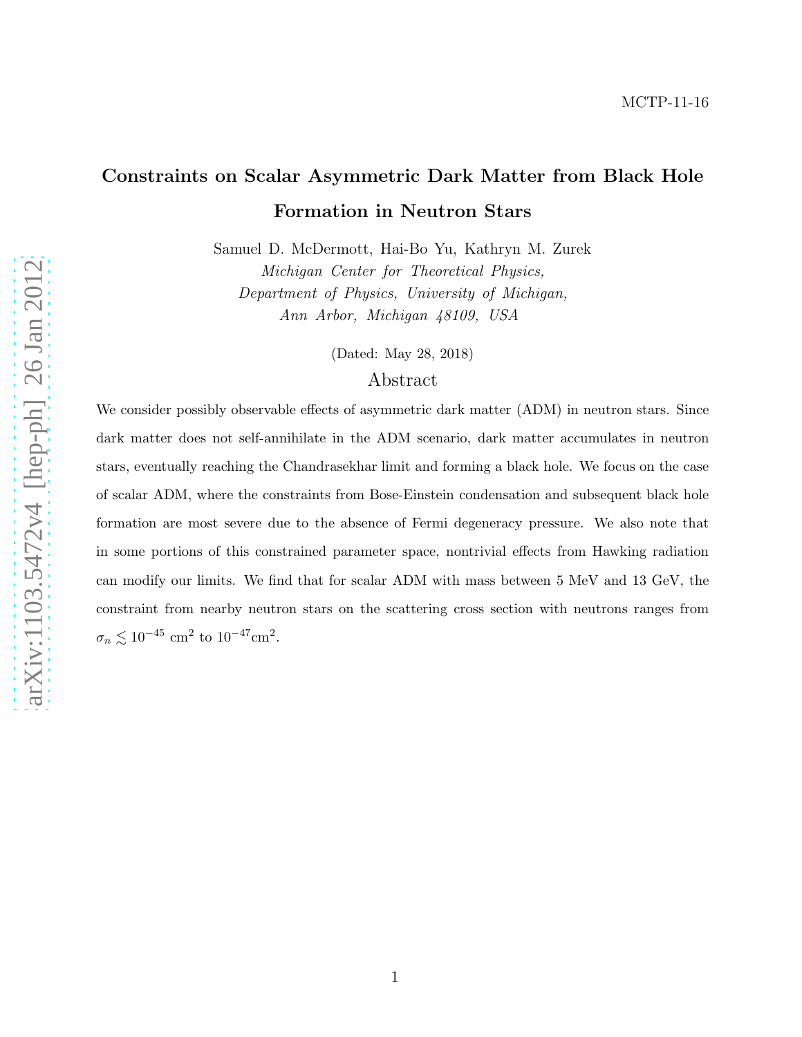MCTP-11-16

# Constraints on Scalar Asymmetric Dark Matter from Black Hole Formation in Neutron Stars

Samuel D. McDermott, Hai-Bo Yu, Kathryn M. Zurek

*Michigan Center for Theoretical Physics,*
*Department of Physics, University of Michigan,*
*Ann Arbor, Michigan 48109, USA*

(Dated: May 28, 2018)

## Abstract

We consider possibly observable effects of asymmetric dark matter (ADM) in neutron stars. Since dark matter does not self-annihilate in the ADM scenario, dark matter accumulates in neutron stars, eventually reaching the Chandrasekhar limit and forming a black hole. We focus on the case of scalar ADM, where the constraints from Bose-Einstein condensation and subsequent black hole formation are most severe due to the absence of Fermi degeneracy pressure. We also note that in some portions of this constrained parameter space, nontrivial effects from Hawking radiation can modify our limits. We find that for scalar ADM with mass between 5 MeV and 13 GeV, the constraint from nearby neutron stars on the scattering cross section with neutrons ranges from $\sigma_n \lesssim 10^{-45}$ cm$^2$ to $10^{-47}$cm$^2$.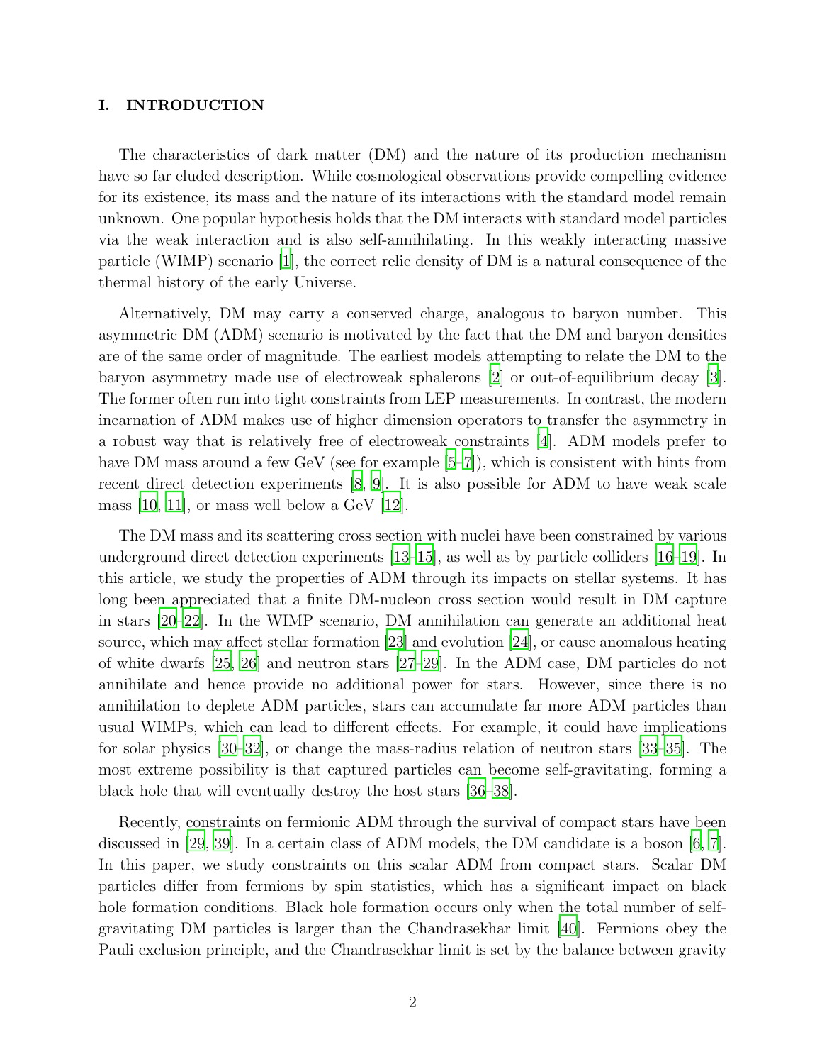## I. INTRODUCTION

The characteristics of dark matter (DM) and the nature of its production mechanism have so far eluded description. While cosmological observations provide compelling evidence for its existence, its mass and the nature of its interactions with the standard model remain unknown. One popular hypothesis holds that the DM interacts with standard model particles via the weak interaction and is also self-annihilating. In this weakly interacting massive particle (WIMP) scenario [1], the correct relic density of DM is a natural consequence of the thermal history of the early Universe.

Alternatively, DM may carry a conserved charge, analogous to baryon number. This asymmetric DM (ADM) scenario is motivated by the fact that the DM and baryon densities are of the same order of magnitude. The earliest models attempting to relate the DM to the baryon asymmetry made use of electroweak sphalerons [2] or out-of-equilibrium decay [3]. The former often run into tight constraints from LEP measurements. In contrast, the modern incarnation of ADM makes use of higher dimension operators to transfer the asymmetry in a robust way that is relatively free of electroweak constraints [4]. ADM models prefer to have DM mass around a few GeV (see for example [5–7]), which is consistent with hints from recent direct detection experiments [8, 9]. It is also possible for ADM to have weak scale mass [10, 11], or mass well below a GeV [12].

The DM mass and its scattering cross section with nuclei have been constrained by various underground direct detection experiments [13–15], as well as by particle colliders [16–19]. In this article, we study the properties of ADM through its impacts on stellar systems. It has long been appreciated that a finite DM-nucleon cross section would result in DM capture in stars [20–22]. In the WIMP scenario, DM annihilation can generate an additional heat source, which may affect stellar formation [23] and evolution [24], or cause anomalous heating of white dwarfs [25, 26] and neutron stars [27–29]. In the ADM case, DM particles do not annihilate and hence provide no additional power for stars. However, since there is no annihilation to deplete ADM particles, stars can accumulate far more ADM particles than usual WIMPs, which can lead to different effects. For example, it could have implications for solar physics [30–32], or change the mass-radius relation of neutron stars [33–35]. The most extreme possibility is that captured particles can become self-gravitating, forming a black hole that will eventually destroy the host stars [36–38].

Recently, constraints on fermionic ADM through the survival of compact stars have been discussed in [29, 39]. In a certain class of ADM models, the DM candidate is a boson [6, 7]. In this paper, we study constraints on this scalar ADM from compact stars. Scalar DM particles differ from fermions by spin statistics, which has a significant impact on black hole formation conditions. Black hole formation occurs only when the total number of self-gravitating DM particles is larger than the Chandrasekhar limit [40]. Fermions obey the Pauli exclusion principle, and the Chandrasekhar limit is set by the balance between gravity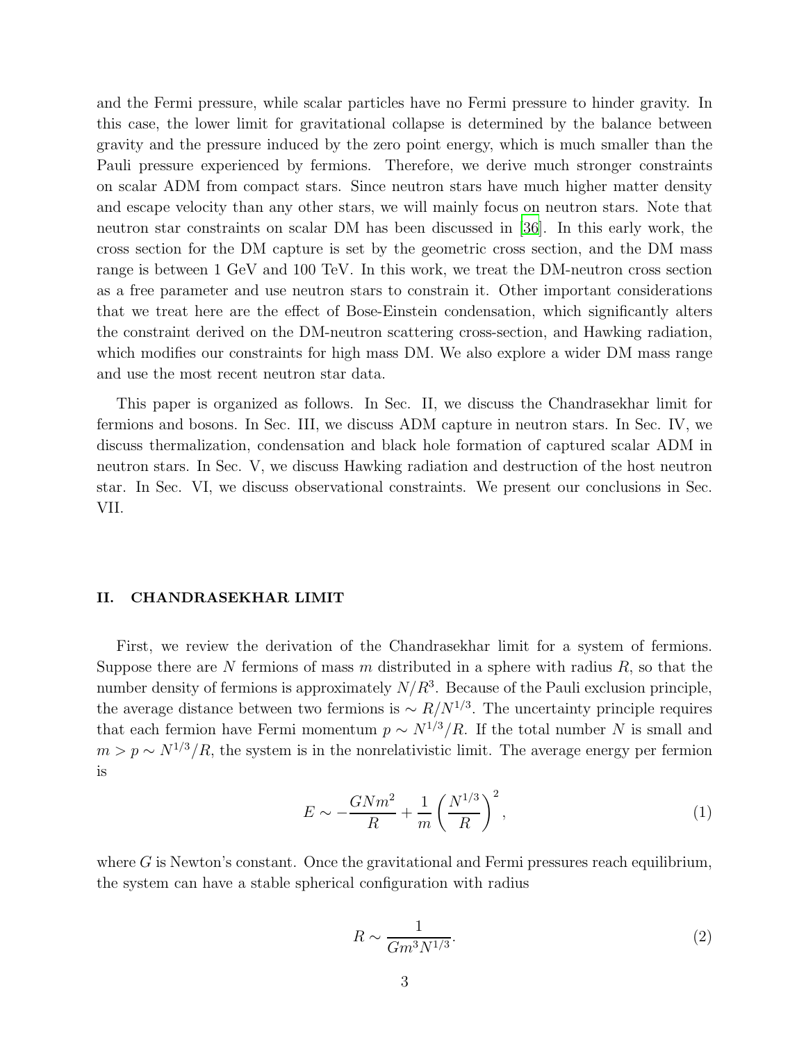and the Fermi pressure, while scalar particles have no Fermi pressure to hinder gravity. In this case, the lower limit for gravitational collapse is determined by the balance between gravity and the pressure induced by the zero point energy, which is much smaller than the Pauli pressure experienced by fermions. Therefore, we derive much stronger constraints on scalar ADM from compact stars. Since neutron stars have much higher matter density and escape velocity than any other stars, we will mainly focus on neutron stars. Note that neutron star constraints on scalar DM has been discussed in [36]. In this early work, the cross section for the DM capture is set by the geometric cross section, and the DM mass range is between 1 GeV and 100 TeV. In this work, we treat the DM-neutron cross section as a free parameter and use neutron stars to constrain it. Other important considerations that we treat here are the effect of Bose-Einstein condensation, which significantly alters the constraint derived on the DM-neutron scattering cross-section, and Hawking radiation, which modifies our constraints for high mass DM. We also explore a wider DM mass range and use the most recent neutron star data.

This paper is organized as follows. In Sec. II, we discuss the Chandrasekhar limit for fermions and bosons. In Sec. III, we discuss ADM capture in neutron stars. In Sec. IV, we discuss thermalization, condensation and black hole formation of captured scalar ADM in neutron stars. In Sec. V, we discuss Hawking radiation and destruction of the host neutron star. In Sec. VI, we discuss observational constraints. We present our conclusions in Sec. VII.

## II. CHANDRASEKHAR LIMIT

First, we review the derivation of the Chandrasekhar limit for a system of fermions. Suppose there are $N$ fermions of mass $m$ distributed in a sphere with radius $R$, so that the number density of fermions is approximately $N/R^3$. Because of the Pauli exclusion principle, the average distance between two fermions is $\sim R/N^{1/3}$. The uncertainty principle requires that each fermion have Fermi momentum $p \sim N^{1/3}/R$. If the total number $N$ is small and $m > p \sim N^{1/3}/R$, the system is in the nonrelativistic limit. The average energy per fermion is

$$E \sim -\frac{GNm^2}{R} + \frac{1}{m}\left(\frac{N^{1/3}}{R}\right)^2, \tag{1}$$

where $G$ is Newton's constant. Once the gravitational and Fermi pressures reach equilibrium, the system can have a stable spherical configuration with radius

$$R \sim \frac{1}{Gm^3N^{1/3}}. \tag{2}$$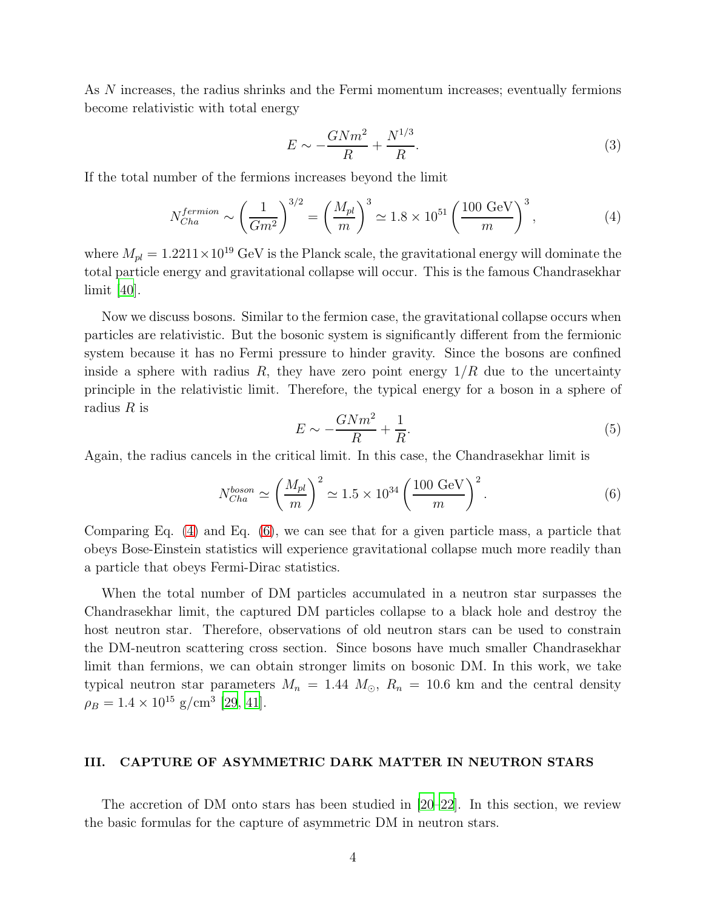As $N$ increases, the radius shrinks and the Fermi momentum increases; eventually fermions become relativistic with total energy

$$E \sim -\frac{GNm^2}{R} + \frac{N^{1/3}}{R}. \tag{3}$$

If the total number of the fermions increases beyond the limit

$$N_{Cha}^{fermion} \sim \left(\frac{1}{Gm^2}\right)^{3/2} = \left(\frac{M_{pl}}{m}\right)^3 \simeq 1.8 \times 10^{51} \left(\frac{100 \text{ GeV}}{m}\right)^3, \tag{4}$$

where $M_{pl} = 1.2211 \times 10^{19}$ GeV is the Planck scale, the gravitational energy will dominate the total particle energy and gravitational collapse will occur. This is the famous Chandrasekhar limit [40].

Now we discuss bosons. Similar to the fermion case, the gravitational collapse occurs when particles are relativistic. But the bosonic system is significantly different from the fermionic system because it has no Fermi pressure to hinder gravity. Since the bosons are confined inside a sphere with radius $R$, they have zero point energy $1/R$ due to the uncertainty principle in the relativistic limit. Therefore, the typical energy for a boson in a sphere of radius $R$ is

$$E \sim -\frac{GNm^2}{R} + \frac{1}{R}. \tag{5}$$

Again, the radius cancels in the critical limit. In this case, the Chandrasekhar limit is

$$N_{Cha}^{boson} \simeq \left(\frac{M_{pl}}{m}\right)^2 \simeq 1.5 \times 10^{34} \left(\frac{100 \text{ GeV}}{m}\right)^2. \tag{6}$$

Comparing Eq. (4) and Eq. (6), we can see that for a given particle mass, a particle that obeys Bose-Einstein statistics will experience gravitational collapse much more readily than a particle that obeys Fermi-Dirac statistics.

When the total number of DM particles accumulated in a neutron star surpasses the Chandrasekhar limit, the captured DM particles collapse to a black hole and destroy the host neutron star. Therefore, observations of old neutron stars can be used to constrain the DM-neutron scattering cross section. Since bosons have much smaller Chandrasekhar limit than fermions, we can obtain stronger limits on bosonic DM. In this work, we take typical neutron star parameters $M_n = 1.44\ M_\odot$, $R_n = 10.6$ km and the central density $\rho_B = 1.4 \times 10^{15}$ g/cm$^3$ [29, 41].

## III. CAPTURE OF ASYMMETRIC DARK MATTER IN NEUTRON STARS

The accretion of DM onto stars has been studied in [20–22]. In this section, we review the basic formulas for the capture of asymmetric DM in neutron stars.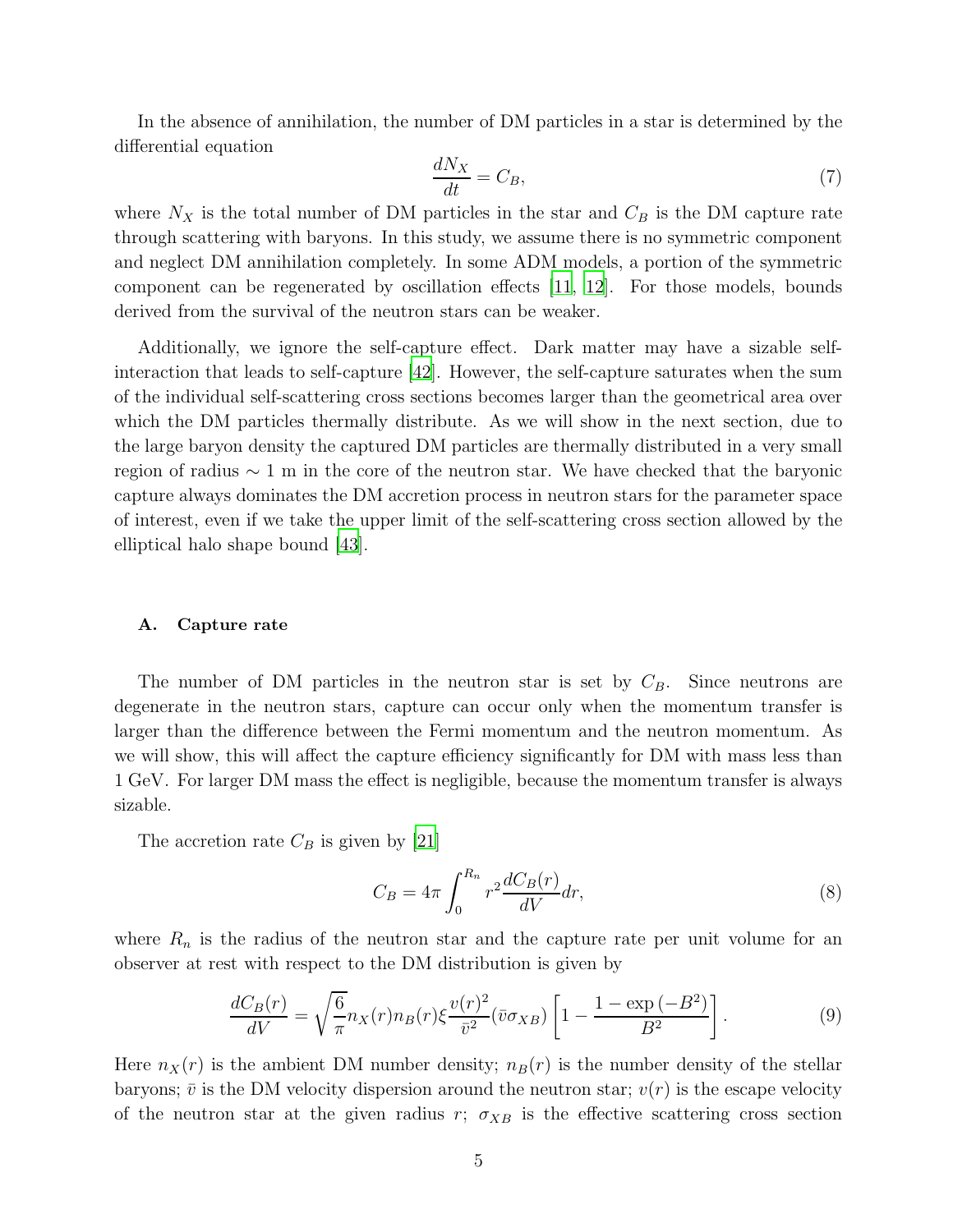In the absence of annihilation, the number of DM particles in a star is determined by the differential equation

$$\frac{dN_X}{dt} = C_B, \tag{7}$$

where $N_X$ is the total number of DM particles in the star and $C_B$ is the DM capture rate through scattering with baryons. In this study, we assume there is no symmetric component and neglect DM annihilation completely. In some ADM models, a portion of the symmetric component can be regenerated by oscillation effects [11, 12]. For those models, bounds derived from the survival of the neutron stars can be weaker.

Additionally, we ignore the self-capture effect. Dark matter may have a sizable self-interaction that leads to self-capture [42]. However, the self-capture saturates when the sum of the individual self-scattering cross sections becomes larger than the geometrical area over which the DM particles thermally distribute. As we will show in the next section, due to the large baryon density the captured DM particles are thermally distributed in a very small region of radius $\sim 1$ m in the core of the neutron star. We have checked that the baryonic capture always dominates the DM accretion process in neutron stars for the parameter space of interest, even if we take the upper limit of the self-scattering cross section allowed by the elliptical halo shape bound [43].

### A. Capture rate

The number of DM particles in the neutron star is set by $C_B$. Since neutrons are degenerate in the neutron stars, capture can occur only when the momentum transfer is larger than the difference between the Fermi momentum and the neutron momentum. As we will show, this will affect the capture efficiency significantly for DM with mass less than 1 GeV. For larger DM mass the effect is negligible, because the momentum transfer is always sizable.

The accretion rate $C_B$ is given by [21]

$$C_B = 4\pi \int_0^{R_n} r^2 \frac{dC_B(r)}{dV} dr, \tag{8}$$

where $R_n$ is the radius of the neutron star and the capture rate per unit volume for an observer at rest with respect to the DM distribution is given by

$$\frac{dC_B(r)}{dV} = \sqrt{\frac{6}{\pi}} n_X(r) n_B(r) \xi \frac{v(r)^2}{\bar{v}^2} (\bar{v}\sigma_{XB}) \left[1 - \frac{1 - \exp(-B^2)}{B^2}\right]. \tag{9}$$

Here $n_X(r)$ is the ambient DM number density; $n_B(r)$ is the number density of the stellar baryons; $\bar{v}$ is the DM velocity dispersion around the neutron star; $v(r)$ is the escape velocity of the neutron star at the given radius $r$; $\sigma_{XB}$ is the effective scattering cross section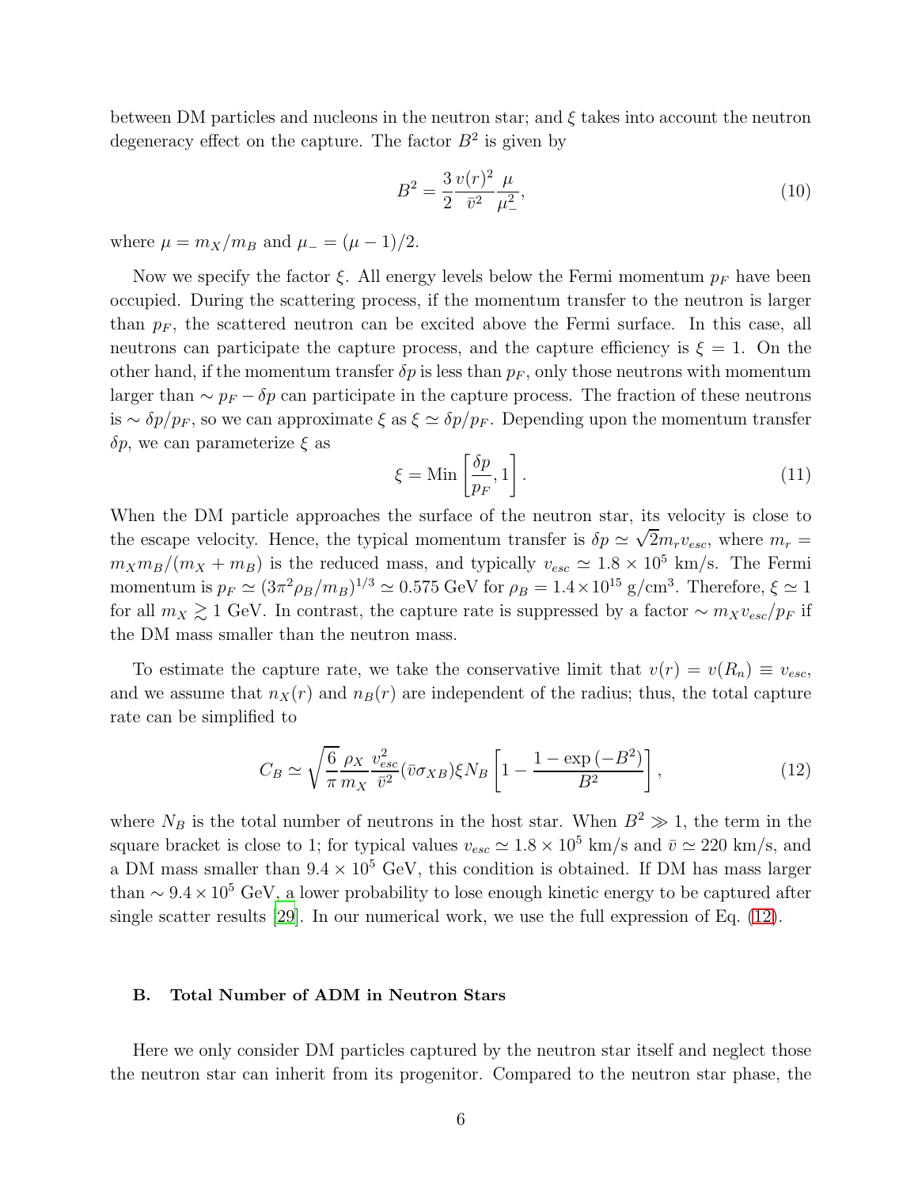between DM particles and nucleons in the neutron star; and $\xi$ takes into account the neutron degeneracy effect on the capture. The factor $B^2$ is given by

$$B^2 = \frac{3}{2}\frac{v(r)^2}{\bar{v}^2}\frac{\mu}{\mu_-^2}, \tag{10}$$

where $\mu = m_X/m_B$ and $\mu_- = (\mu - 1)/2$.

Now we specify the factor $\xi$. All energy levels below the Fermi momentum $p_F$ have been occupied. During the scattering process, if the momentum transfer to the neutron is larger than $p_F$, the scattered neutron can be excited above the Fermi surface. In this case, all neutrons can participate the capture process, and the capture efficiency is $\xi = 1$. On the other hand, if the momentum transfer $\delta p$ is less than $p_F$, only those neutrons with momentum larger than $\sim p_F - \delta p$ can participate in the capture process. The fraction of these neutrons is $\sim \delta p/p_F$, so we can approximate $\xi$ as $\xi \simeq \delta p/p_F$. Depending upon the momentum transfer $\delta p$, we can parameterize $\xi$ as

$$\xi = \mathrm{Min}\left[\frac{\delta p}{p_F}, 1\right]. \tag{11}$$

When the DM particle approaches the surface of the neutron star, its velocity is close to the escape velocity. Hence, the typical momentum transfer is $\delta p \simeq \sqrt{2} m_r v_{esc}$, where $m_r = m_X m_B/(m_X + m_B)$ is the reduced mass, and typically $v_{esc} \simeq 1.8 \times 10^5$ km/s. The Fermi momentum is $p_F \simeq (3\pi^2 \rho_B/m_B)^{1/3} \simeq 0.575$ GeV for $\rho_B = 1.4 \times 10^{15}$ g/cm$^3$. Therefore, $\xi \simeq 1$ for all $m_X \gtrsim 1$ GeV. In contrast, the capture rate is suppressed by a factor $\sim m_X v_{esc}/p_F$ if the DM mass smaller than the neutron mass.

To estimate the capture rate, we take the conservative limit that $v(r) = v(R_n) \equiv v_{esc}$, and we assume that $n_X(r)$ and $n_B(r)$ are independent of the radius; thus, the total capture rate can be simplified to

$$C_B \simeq \sqrt{\frac{6}{\pi}}\frac{\rho_X}{m_X}\frac{v_{esc}^2}{\bar{v}^2}(\bar{v}\sigma_{XB})\xi N_B \left[1 - \frac{1 - \exp\left(-B^2\right)}{B^2}\right], \tag{12}$$

where $N_B$ is the total number of neutrons in the host star. When $B^2 \gg 1$, the term in the square bracket is close to 1; for typical values $v_{esc} \simeq 1.8 \times 10^5$ km/s and $\bar{v} \simeq 220$ km/s, and a DM mass smaller than $9.4 \times 10^5$ GeV, this condition is obtained. If DM has mass larger than $\sim 9.4 \times 10^5$ GeV, a lower probability to lose enough kinetic energy to be captured after single scatter results [29]. In our numerical work, we use the full expression of Eq. (12).

### B. Total Number of ADM in Neutron Stars

Here we only consider DM particles captured by the neutron star itself and neglect those the neutron star can inherit from its progenitor. Compared to the neutron star phase, the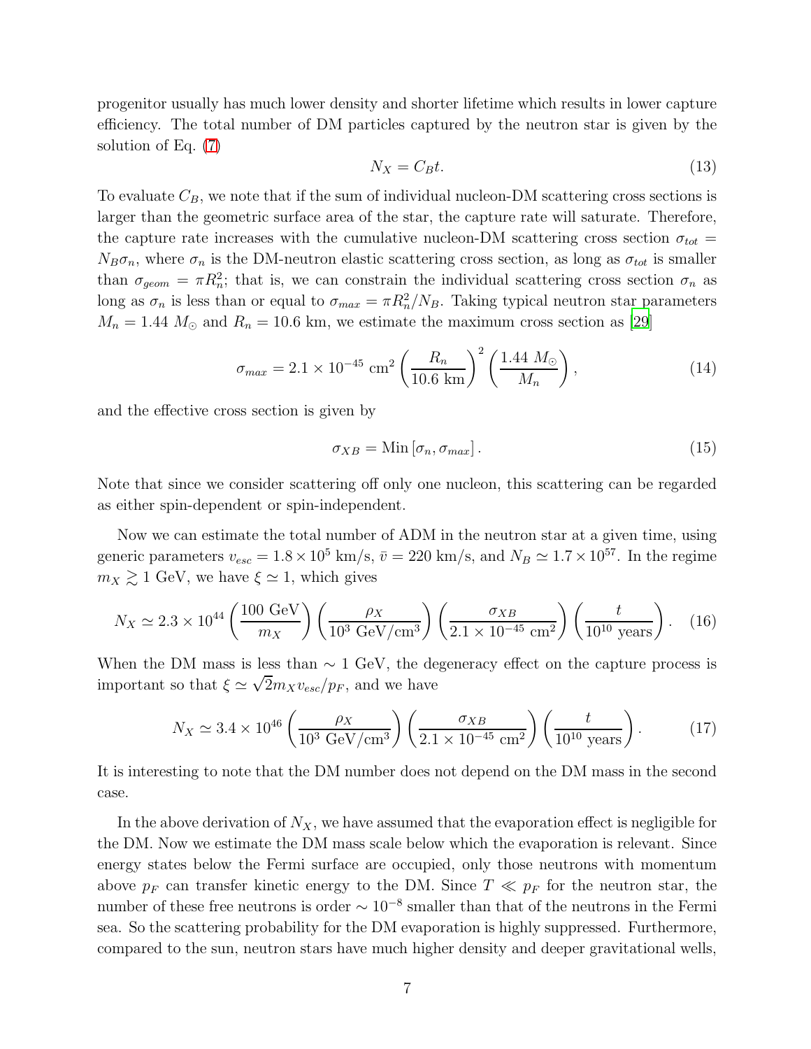progenitor usually has much lower density and shorter lifetime which results in lower capture efficiency. The total number of DM particles captured by the neutron star is given by the solution of Eq. (7)

$$N_X = C_B t. \tag{13}$$

To evaluate $C_B$, we note that if the sum of individual nucleon-DM scattering cross sections is larger than the geometric surface area of the star, the capture rate will saturate. Therefore, the capture rate increases with the cumulative nucleon-DM scattering cross section $\sigma_{tot} = N_B \sigma_n$, where $\sigma_n$ is the DM-neutron elastic scattering cross section, as long as $\sigma_{tot}$ is smaller than $\sigma_{geom} = \pi R_n^2$; that is, we can constrain the individual scattering cross section $\sigma_n$ as long as $\sigma_n$ is less than or equal to $\sigma_{max} = \pi R_n^2 / N_B$. Taking typical neutron star parameters $M_n = 1.44\ M_\odot$ and $R_n = 10.6$ km, we estimate the maximum cross section as [29]

$$\sigma_{max} = 2.1 \times 10^{-45}\ \text{cm}^2 \left( \frac{R_n}{10.6\ \text{km}} \right)^2 \left( \frac{1.44\ M_\odot}{M_n} \right), \tag{14}$$

and the effective cross section is given by

$$\sigma_{XB} = \text{Min}\left[\sigma_n, \sigma_{max}\right]. \tag{15}$$

Note that since we consider scattering off only one nucleon, this scattering can be regarded as either spin-dependent or spin-independent.

Now we can estimate the total number of ADM in the neutron star at a given time, using generic parameters $v_{esc} = 1.8 \times 10^5$ km/s, $\bar{v} = 220$ km/s, and $N_B \simeq 1.7 \times 10^{57}$. In the regime $m_X \gtrsim 1$ GeV, we have $\xi \simeq 1$, which gives

$$N_X \simeq 2.3 \times 10^{44} \left( \frac{100\ \text{GeV}}{m_X} \right) \left( \frac{\rho_X}{10^3\ \text{GeV/cm}^3} \right) \left( \frac{\sigma_{XB}}{2.1 \times 10^{-45}\ \text{cm}^2} \right) \left( \frac{t}{10^{10}\ \text{years}} \right). \tag{16}$$

When the DM mass is less than $\sim 1$ GeV, the degeneracy effect on the capture process is important so that $\xi \simeq \sqrt{2} m_X v_{esc} / p_F$, and we have

$$N_X \simeq 3.4 \times 10^{46} \left( \frac{\rho_X}{10^3\ \text{GeV/cm}^3} \right) \left( \frac{\sigma_{XB}}{2.1 \times 10^{-45}\ \text{cm}^2} \right) \left( \frac{t}{10^{10}\ \text{years}} \right). \tag{17}$$

It is interesting to note that the DM number does not depend on the DM mass in the second case.

In the above derivation of $N_X$, we have assumed that the evaporation effect is negligible for the DM. Now we estimate the DM mass scale below which the evaporation is relevant. Since energy states below the Fermi surface are occupied, only those neutrons with momentum above $p_F$ can transfer kinetic energy to the DM. Since $T \ll p_F$ for the neutron star, the number of these free neutrons is order $\sim 10^{-8}$ smaller than that of the neutrons in the Fermi sea. So the scattering probability for the DM evaporation is highly suppressed. Furthermore, compared to the sun, neutron stars have much higher density and deeper gravitational wells,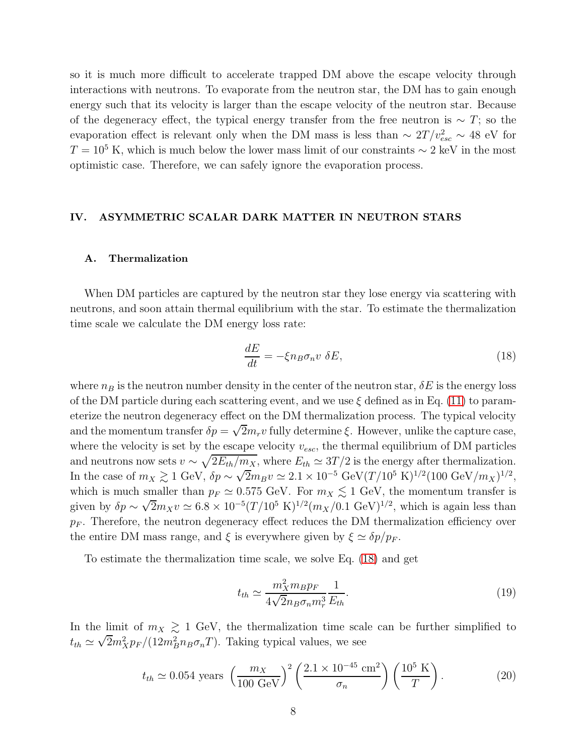so it is much more difficult to accelerate trapped DM above the escape velocity through interactions with neutrons. To evaporate from the neutron star, the DM has to gain enough energy such that its velocity is larger than the escape velocity of the neutron star. Because of the degeneracy effect, the typical energy transfer from the free neutron is $\sim T$; so the evaporation effect is relevant only when the DM mass is less than $\sim 2T/v_{esc}^2 \sim 48$ eV for $T = 10^5$ K, which is much below the lower mass limit of our constraints $\sim 2$ keV in the most optimistic case. Therefore, we can safely ignore the evaporation process.

## IV. ASYMMETRIC SCALAR DARK MATTER IN NEUTRON STARS

### A. Thermalization

When DM particles are captured by the neutron star they lose energy via scattering with neutrons, and soon attain thermal equilibrium with the star. To estimate the thermalization time scale we calculate the DM energy loss rate:

$$\frac{dE}{dt} = -\xi n_B \sigma_n v \; \delta E, \tag{18}$$

where $n_B$ is the neutron number density in the center of the neutron star, $\delta E$ is the energy loss of the DM particle during each scattering event, and we use $\xi$ defined as in Eq. (11) to parameterize the neutron degeneracy effect on the DM thermalization process. The typical velocity and the momentum transfer $\delta p = \sqrt{2} m_r v$ fully determine $\xi$. However, unlike the capture case, where the velocity is set by the escape velocity $v_{esc}$, the thermal equilibrium of DM particles and neutrons now sets $v \sim \sqrt{2E_{th}/m_X}$, where $E_{th} \simeq 3T/2$ is the energy after thermalization. In the case of $m_X \gtrsim 1$ GeV, $\delta p \sim \sqrt{2} m_B v \simeq 2.1 \times 10^{-5}$ GeV$(T/10^5 \text{ K})^{1/2}(100 \text{ GeV}/m_X)^{1/2}$, which is much smaller than $p_F \simeq 0.575$ GeV. For $m_X \lesssim 1$ GeV, the momentum transfer is given by $\delta p \sim \sqrt{2} m_X v \simeq 6.8 \times 10^{-5}(T/10^5 \text{ K})^{1/2}(m_X/0.1 \text{ GeV})^{1/2}$, which is again less than $p_F$. Therefore, the neutron degeneracy effect reduces the DM thermalization efficiency over the entire DM mass range, and $\xi$ is everywhere given by $\xi \simeq \delta p/p_F$.

To estimate the thermalization time scale, we solve Eq. (18) and get

$$t_{th} \simeq \frac{m_X^2 m_B p_F}{4\sqrt{2} n_B \sigma_n m_r^3} \frac{1}{E_{th}}. \tag{19}$$

In the limit of $m_X \gtrsim 1$ GeV, the thermalization time scale can be further simplified to $t_{th} \simeq \sqrt{2} m_X^2 p_F/(12 m_B^2 n_B \sigma_n T)$. Taking typical values, we see

$$t_{th} \simeq 0.054 \text{ years } \left(\frac{m_X}{100 \text{ GeV}}\right)^2 \left(\frac{2.1 \times 10^{-45} \text{ cm}^2}{\sigma_n}\right) \left(\frac{10^5 \text{ K}}{T}\right). \tag{20}$$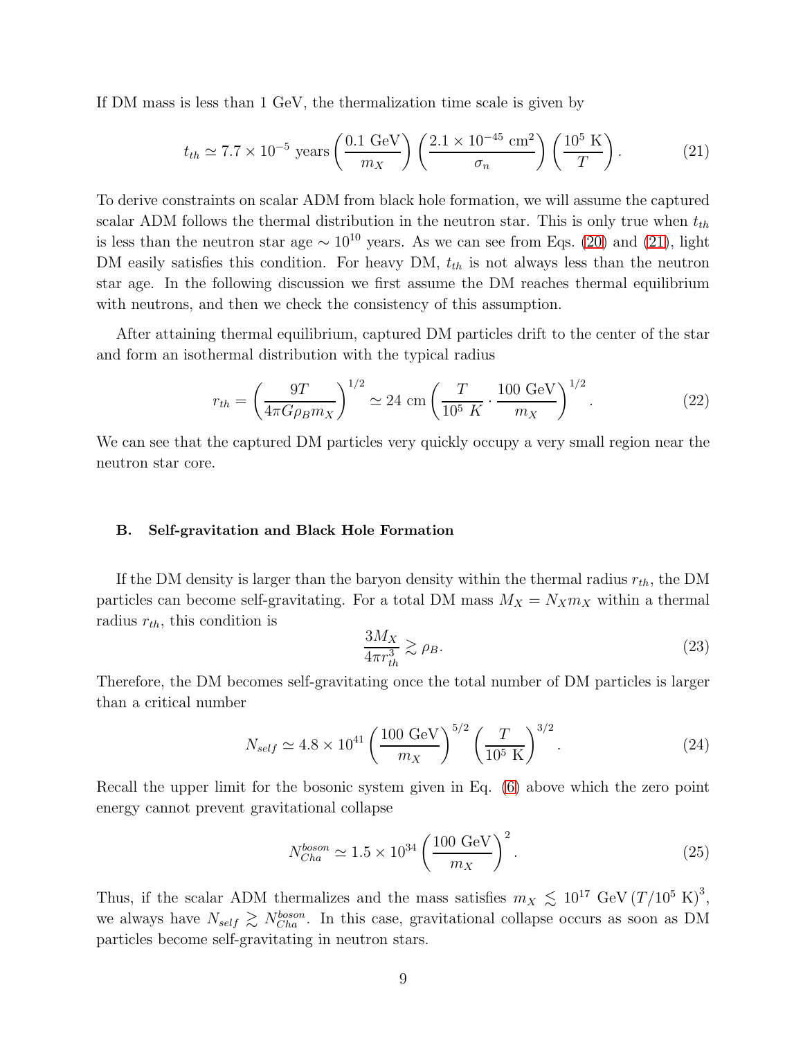If DM mass is less than 1 GeV, the thermalization time scale is given by

$$t_{th} \simeq 7.7 \times 10^{-5} \text{ years} \left(\frac{0.1 \text{ GeV}}{m_X}\right) \left(\frac{2.1 \times 10^{-45} \text{ cm}^2}{\sigma_n}\right) \left(\frac{10^5 \text{ K}}{T}\right). \tag{21}$$

To derive constraints on scalar ADM from black hole formation, we will assume the captured scalar ADM follows the thermal distribution in the neutron star. This is only true when $t_{th}$ is less than the neutron star age $\sim 10^{10}$ years. As we can see from Eqs. (20) and (21), light DM easily satisfies this condition. For heavy DM, $t_{th}$ is not always less than the neutron star age. In the following discussion we first assume the DM reaches thermal equilibrium with neutrons, and then we check the consistency of this assumption.

After attaining thermal equilibrium, captured DM particles drift to the center of the star and form an isothermal distribution with the typical radius

$$r_{th} = \left(\frac{9T}{4\pi G \rho_B m_X}\right)^{1/2} \simeq 24 \text{ cm} \left(\frac{T}{10^5 \ K} \cdot \frac{100 \text{ GeV}}{m_X}\right)^{1/2}. \tag{22}$$

We can see that the captured DM particles very quickly occupy a very small region near the neutron star core.

### B. Self-gravitation and Black Hole Formation

If the DM density is larger than the baryon density within the thermal radius $r_{th}$, the DM particles can become self-gravitating. For a total DM mass $M_X = N_X m_X$ within a thermal radius $r_{th}$, this condition is

$$\frac{3M_X}{4\pi r_{th}^3} \gtrsim \rho_B. \tag{23}$$

Therefore, the DM becomes self-gravitating once the total number of DM particles is larger than a critical number

$$N_{self} \simeq 4.8 \times 10^{41} \left(\frac{100 \text{ GeV}}{m_X}\right)^{5/2} \left(\frac{T}{10^5 \text{ K}}\right)^{3/2}. \tag{24}$$

Recall the upper limit for the bosonic system given in Eq. (6) above which the zero point energy cannot prevent gravitational collapse

$$N_{Cha}^{boson} \simeq 1.5 \times 10^{34} \left(\frac{100 \text{ GeV}}{m_X}\right)^2. \tag{25}$$

Thus, if the scalar ADM thermalizes and the mass satisfies $m_X \lesssim 10^{17} \text{ GeV} \left(T/10^5 \text{ K}\right)^3$, we always have $N_{self} \gtrsim N_{Cha}^{boson}$. In this case, gravitational collapse occurs as soon as DM particles become self-gravitating in neutron stars.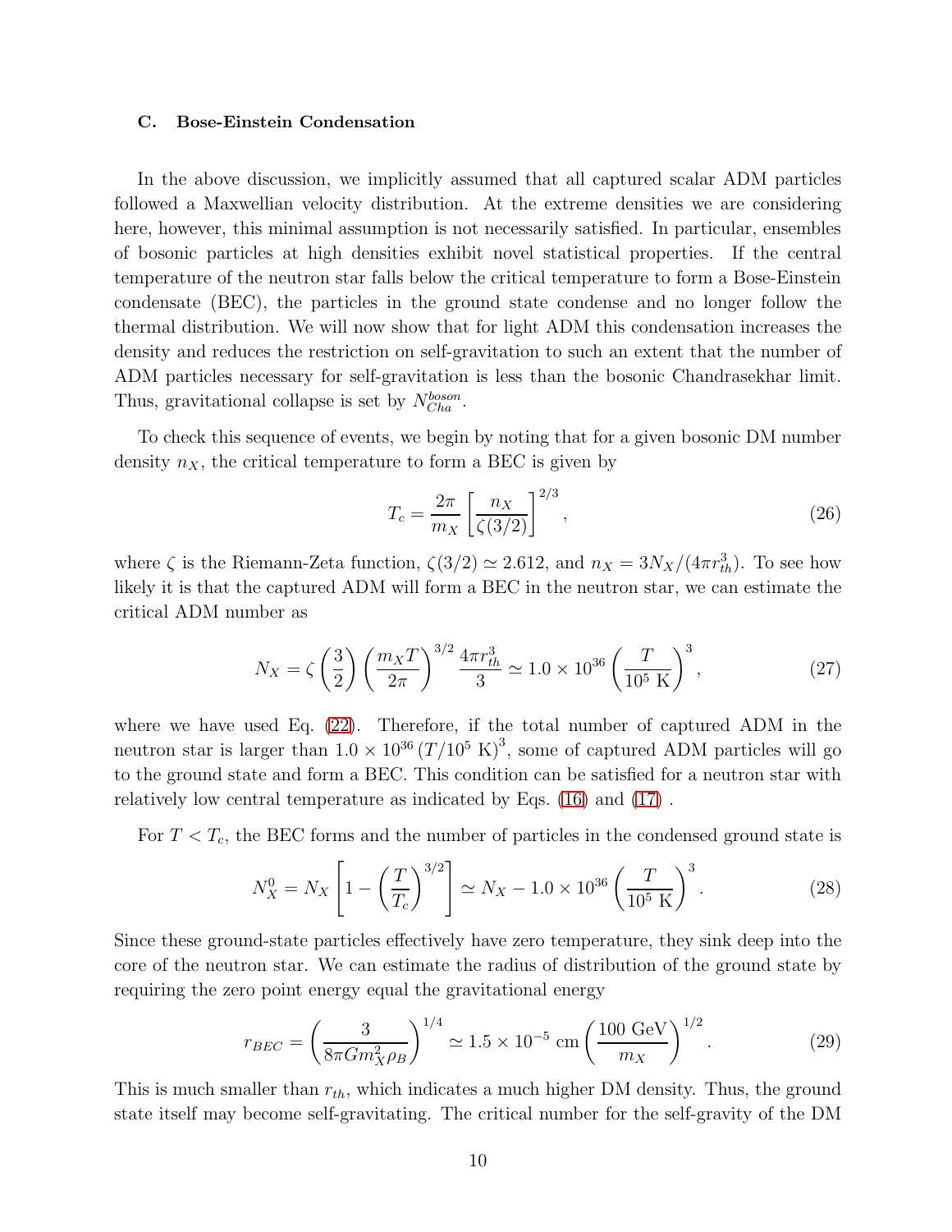### C. Bose-Einstein Condensation

In the above discussion, we implicitly assumed that all captured scalar ADM particles followed a Maxwellian velocity distribution. At the extreme densities we are considering here, however, this minimal assumption is not necessarily satisfied. In particular, ensembles of bosonic particles at high densities exhibit novel statistical properties. If the central temperature of the neutron star falls below the critical temperature to form a Bose-Einstein condensate (BEC), the particles in the ground state condense and no longer follow the thermal distribution. We will now show that for light ADM this condensation increases the density and reduces the restriction on self-gravitation to such an extent that the number of ADM particles necessary for self-gravitation is less than the bosonic Chandrasekhar limit. Thus, gravitational collapse is set by $N_{Cha}^{boson}$.

To check this sequence of events, we begin by noting that for a given bosonic DM number density $n_X$, the critical temperature to form a BEC is given by

$$T_c = \frac{2\pi}{m_X} \left[ \frac{n_X}{\zeta(3/2)} \right]^{2/3}, \tag{26}$$

where $\zeta$ is the Riemann-Zeta function, $\zeta(3/2) \simeq 2.612$, and $n_X = 3N_X/(4\pi r_{th}^3)$. To see how likely it is that the captured ADM will form a BEC in the neutron star, we can estimate the critical ADM number as

$$N_X = \zeta\left(\frac{3}{2}\right) \left(\frac{m_X T}{2\pi}\right)^{3/2} \frac{4\pi r_{th}^3}{3} \simeq 1.0 \times 10^{36} \left(\frac{T}{10^5 \text{ K}}\right)^3, \tag{27}$$

where we have used Eq. (22). Therefore, if the total number of captured ADM in the neutron star is larger than $1.0 \times 10^{36} \left(T/10^5 \text{ K}\right)^3$, some of captured ADM particles will go to the ground state and form a BEC. This condition can be satisfied for a neutron star with relatively low central temperature as indicated by Eqs. (16) and (17) .

For $T < T_c$, the BEC forms and the number of particles in the condensed ground state is

$$N_X^0 = N_X \left[1 - \left(\frac{T}{T_c}\right)^{3/2}\right] \simeq N_X - 1.0 \times 10^{36} \left(\frac{T}{10^5 \text{ K}}\right)^3. \tag{28}$$

Since these ground-state particles effectively have zero temperature, they sink deep into the core of the neutron star. We can estimate the radius of distribution of the ground state by requiring the zero point energy equal the gravitational energy

$$r_{BEC} = \left(\frac{3}{8\pi G m_X^2 \rho_B}\right)^{1/4} \simeq 1.5 \times 10^{-5} \text{ cm} \left(\frac{100 \text{ GeV}}{m_X}\right)^{1/2}. \tag{29}$$

This is much smaller than $r_{th}$, which indicates a much higher DM density. Thus, the ground state itself may become self-gravitating. The critical number for the self-gravity of the DM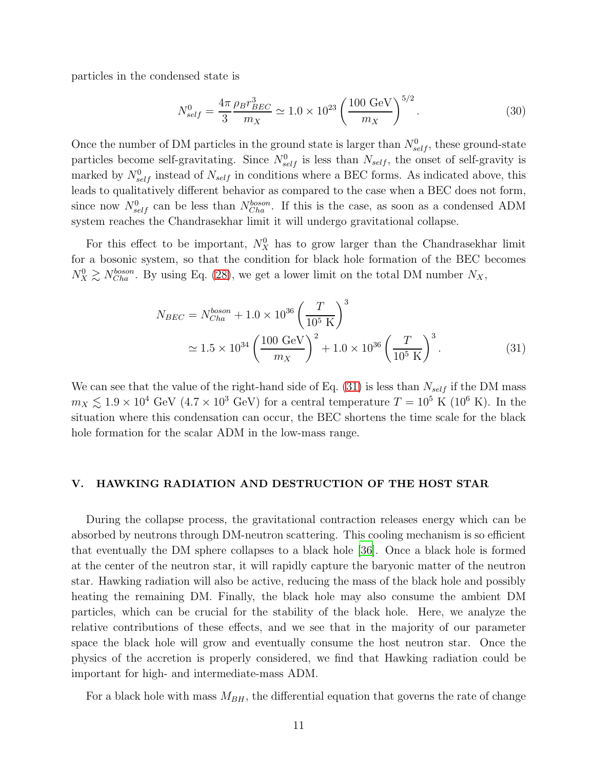particles in the condensed state is

$$N_{self}^0 = \frac{4\pi}{3}\frac{\rho_B r_{BEC}^3}{m_X} \simeq 1.0 \times 10^{23}\left(\frac{100\ \text{GeV}}{m_X}\right)^{5/2}. \tag{30}$$

Once the number of DM particles in the ground state is larger than $N_{self}^0$, these ground-state particles become self-gravitating. Since $N_{self}^0$ is less than $N_{self}$, the onset of self-gravity is marked by $N_{self}^0$ instead of $N_{self}$ in conditions where a BEC forms. As indicated above, this leads to qualitatively different behavior as compared to the case when a BEC does not form, since now $N_{self}^0$ can be less than $N_{Cha}^{boson}$. If this is the case, as soon as a condensed ADM system reaches the Chandrasekhar limit it will undergo gravitational collapse.

For this effect to be important, $N_X^0$ has to grow larger than the Chandrasekhar limit for a bosonic system, so that the condition for black hole formation of the BEC becomes $N_X^0 \gtrsim N_{Cha}^{boson}$. By using Eq. (28), we get a lower limit on the total DM number $N_X$,

$$\begin{aligned} N_{BEC} &= N_{Cha}^{boson} + 1.0 \times 10^{36}\left(\frac{T}{10^5\ \text{K}}\right)^3 \\ &\simeq 1.5 \times 10^{34}\left(\frac{100\ \text{GeV}}{m_X}\right)^2 + 1.0 \times 10^{36}\left(\frac{T}{10^5\ \text{K}}\right)^3. \end{aligned} \tag{31}$$

We can see that the value of the right-hand side of Eq. (31) is less than $N_{self}$ if the DM mass $m_X \lesssim 1.9 \times 10^4$ GeV ($4.7 \times 10^3$ GeV) for a central temperature $T = 10^5$ K ($10^6$ K). In the situation where this condensation can occur, the BEC shortens the time scale for the black hole formation for the scalar ADM in the low-mass range.

## V. HAWKING RADIATION AND DESTRUCTION OF THE HOST STAR

During the collapse process, the gravitational contraction releases energy which can be absorbed by neutrons through DM-neutron scattering. This cooling mechanism is so efficient that eventually the DM sphere collapses to a black hole [36]. Once a black hole is formed at the center of the neutron star, it will rapidly capture the baryonic matter of the neutron star. Hawking radiation will also be active, reducing the mass of the black hole and possibly heating the remaining DM. Finally, the black hole may also consume the ambient DM particles, which can be crucial for the stability of the black hole. Here, we analyze the relative contributions of these effects, and we see that in the majority of our parameter space the black hole will grow and eventually consume the host neutron star. Once the physics of the accretion is properly considered, we find that Hawking radiation could be important for high- and intermediate-mass ADM.

For a black hole with mass $M_{BH}$, the differential equation that governs the rate of change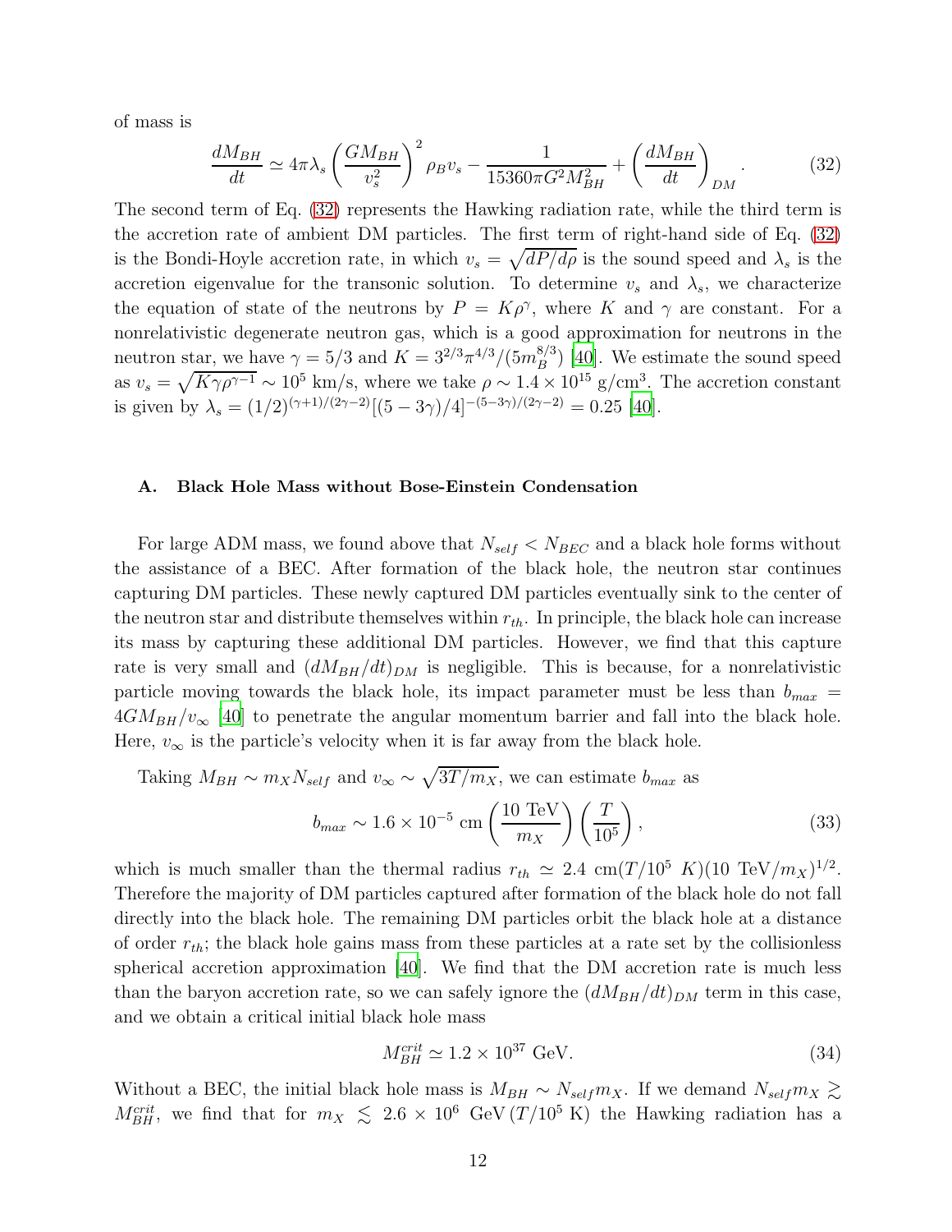of mass is

$$
\frac{dM_{BH}}{dt} \simeq 4\pi\lambda_s \left(\frac{GM_{BH}}{v_s^2}\right)^2 \rho_B v_s - \frac{1}{15360\pi G^2 M_{BH}^2} + \left(\frac{dM_{BH}}{dt}\right)_{DM}. \tag{32}
$$

The second term of Eq. (32) represents the Hawking radiation rate, while the third term is the accretion rate of ambient DM particles. The first term of right-hand side of Eq. (32) is the Bondi-Hoyle accretion rate, in which $v_s = \sqrt{dP/d\rho}$ is the sound speed and $\lambda_s$ is the accretion eigenvalue for the transonic solution. To determine $v_s$ and $\lambda_s$, we characterize the equation of state of the neutrons by $P = K\rho^\gamma$, where $K$ and $\gamma$ are constant. For a nonrelativistic degenerate neutron gas, which is a good approximation for neutrons in the neutron star, we have $\gamma = 5/3$ and $K = 3^{2/3}\pi^{4/3}/(5m_B^{8/3})$ [40]. We estimate the sound speed as $v_s = \sqrt{K\gamma\rho^{\gamma-1}} \sim 10^5$ km/s, where we take $\rho \sim 1.4 \times 10^{15}$ g/cm$^3$. The accretion constant is given by $\lambda_s = (1/2)^{(\gamma+1)/(2\gamma-2)}[(5-3\gamma)/4]^{-(5-3\gamma)/(2\gamma-2)} = 0.25$ [40].

### A. Black Hole Mass without Bose-Einstein Condensation

For large ADM mass, we found above that $N_{self} < N_{BEC}$ and a black hole forms without the assistance of a BEC. After formation of the black hole, the neutron star continues capturing DM particles. These newly captured DM particles eventually sink to the center of the neutron star and distribute themselves within $r_{th}$. In principle, the black hole can increase its mass by capturing these additional DM particles. However, we find that this capture rate is very small and $(dM_{BH}/dt)_{DM}$ is negligible. This is because, for a nonrelativistic particle moving towards the black hole, its impact parameter must be less than $b_{max} = 4GM_{BH}/v_\infty$ [40] to penetrate the angular momentum barrier and fall into the black hole. Here, $v_\infty$ is the particle's velocity when it is far away from the black hole.

Taking $M_{BH} \sim m_X N_{self}$ and $v_\infty \sim \sqrt{3T/m_X}$, we can estimate $b_{max}$ as

$$
b_{max} \sim 1.6 \times 10^{-5} \text{ cm} \left(\frac{10 \text{ TeV}}{m_X}\right)\left(\frac{T}{10^5}\right), \tag{33}
$$

which is much smaller than the thermal radius $r_{th} \simeq 2.4$ cm$(T/10^5 \text{ K})(10 \text{ TeV}/m_X)^{1/2}$. Therefore the majority of DM particles captured after formation of the black hole do not fall directly into the black hole. The remaining DM particles orbit the black hole at a distance of order $r_{th}$; the black hole gains mass from these particles at a rate set by the collisionless spherical accretion approximation [40]. We find that the DM accretion rate is much less than the baryon accretion rate, so we can safely ignore the $(dM_{BH}/dt)_{DM}$ term in this case, and we obtain a critical initial black hole mass

$$
M_{BH}^{crit} \simeq 1.2 \times 10^{37} \text{ GeV}. \tag{34}
$$

Without a BEC, the initial black hole mass is $M_{BH} \sim N_{self} m_X$. If we demand $N_{self} m_X \gtrsim M_{BH}^{crit}$, we find that for $m_X \lesssim 2.6 \times 10^6 \text{ GeV} (T/10^5 \text{ K})$ the Hawking radiation has a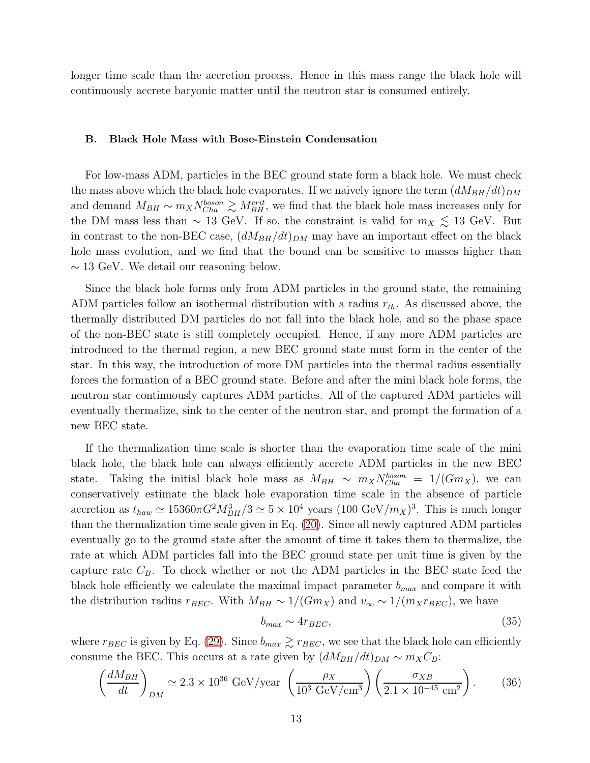longer time scale than the accretion process. Hence in this mass range the black hole will continuously accrete baryonic matter until the neutron star is consumed entirely.

### B. Black Hole Mass with Bose-Einstein Condensation

For low-mass ADM, particles in the BEC ground state form a black hole. We must check the mass above which the black hole evaporates. If we naively ignore the term $(dM_{BH}/dt)_{DM}$ and demand $M_{BH} \sim m_X N_{Cha}^{boson} \gtrsim M_{BH}^{crit}$, we find that the black hole mass increases only for the DM mass less than $\sim 13$ GeV. If so, the constraint is valid for $m_X \lesssim 13$ GeV. But in contrast to the non-BEC case, $(dM_{BH}/dt)_{DM}$ may have an important effect on the black hole mass evolution, and we find that the bound can be sensitive to masses higher than $\sim 13$ GeV. We detail our reasoning below.

Since the black hole forms only from ADM particles in the ground state, the remaining ADM particles follow an isothermal distribution with a radius $r_{th}$. As discussed above, the thermally distributed DM particles do not fall into the black hole, and so the phase space of the non-BEC state is still completely occupied. Hence, if any more ADM particles are introduced to the thermal region, a new BEC ground state must form in the center of the star. In this way, the introduction of more DM particles into the thermal radius essentially forces the formation of a BEC ground state. Before and after the mini black hole forms, the neutron star continuously captures ADM particles. All of the captured ADM particles will eventually thermalize, sink to the center of the neutron star, and prompt the formation of a new BEC state.

If the thermalization time scale is shorter than the evaporation time scale of the mini black hole, the black hole can always efficiently accrete ADM particles in the new BEC state. Taking the initial black hole mass as $M_{BH} \sim m_X N_{Cha}^{boson} = 1/(Gm_X)$, we can conservatively estimate the black hole evaporation time scale in the absence of particle accretion as $t_{haw} \simeq 15360\pi G^2 M_{BH}^3/3 \simeq 5 \times 10^4$ years $(100 \text{ GeV}/m_X)^3$. This is much longer than the thermalization time scale given in Eq. (20). Since all newly captured ADM particles eventually go to the ground state after the amount of time it takes them to thermalize, the rate at which ADM particles fall into the BEC ground state per unit time is given by the capture rate $C_B$. To check whether or not the ADM particles in the BEC state feed the black hole efficiently we calculate the maximal impact parameter $b_{max}$ and compare it with the distribution radius $r_{BEC}$. With $M_{BH} \sim 1/(Gm_X)$ and $v_\infty \sim 1/(m_X r_{BEC})$, we have

$$b_{max} \sim 4 r_{BEC}, \tag{35}$$

where $r_{BEC}$ is given by Eq. (29). Since $b_{max} \gtrsim r_{BEC}$, we see that the black hole can efficiently consume the BEC. This occurs at a rate given by $(dM_{BH}/dt)_{DM} \sim m_X C_B$:

$$\left(\frac{dM_{BH}}{dt}\right)_{DM} \simeq 2.3 \times 10^{36} \text{ GeV/year } \left(\frac{\rho_X}{10^3 \text{ GeV/cm}^3}\right)\left(\frac{\sigma_{XB}}{2.1 \times 10^{-45} \text{ cm}^2}\right). \tag{36}$$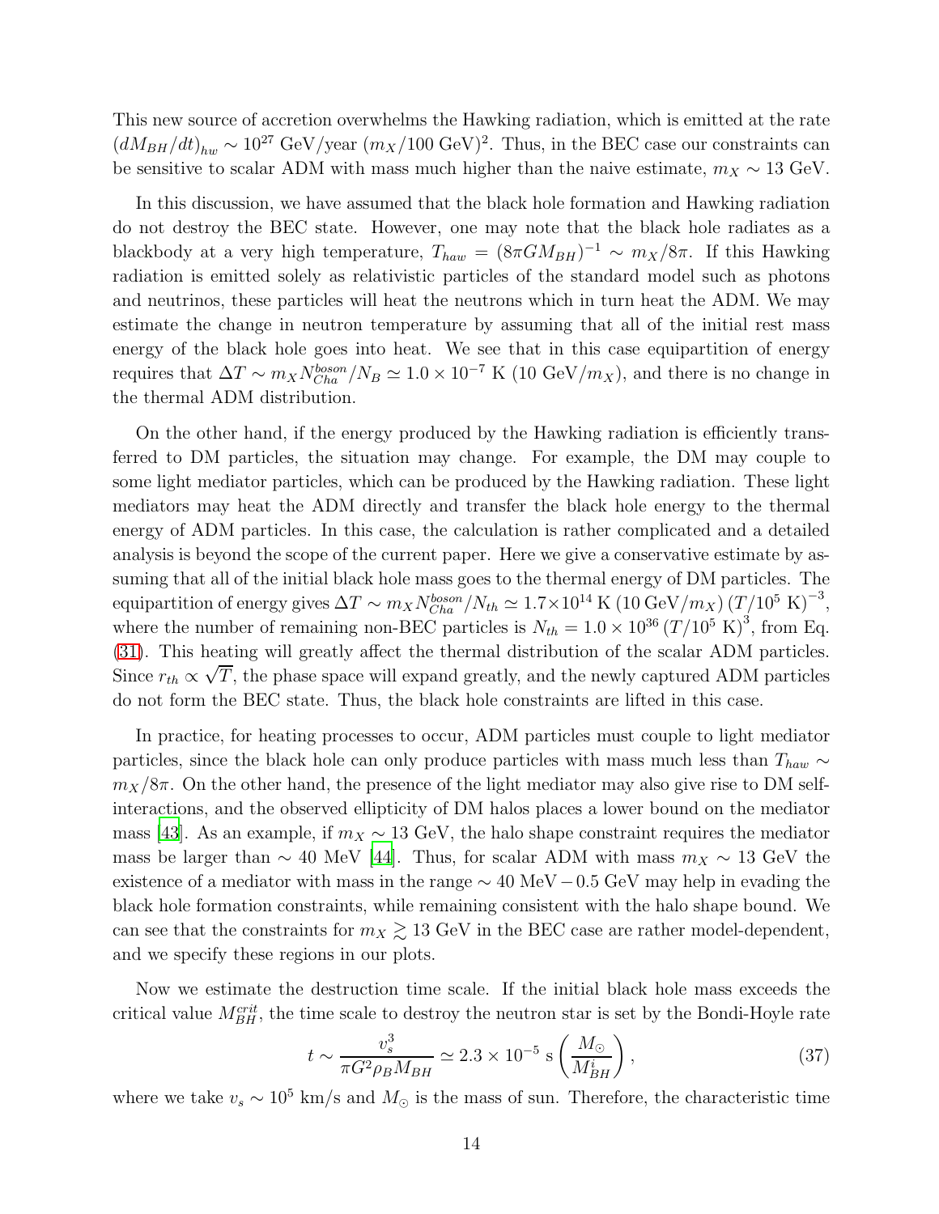This new source of accretion overwhelms the Hawking radiation, which is emitted at the rate $(dM_{BH}/dt)_{hw} \sim 10^{27}$ GeV/year $(m_X/100 \text{ GeV})^2$. Thus, in the BEC case our constraints can be sensitive to scalar ADM with mass much higher than the naive estimate, $m_X \sim 13$ GeV.

In this discussion, we have assumed that the black hole formation and Hawking radiation do not destroy the BEC state. However, one may note that the black hole radiates as a blackbody at a very high temperature, $T_{haw} = (8\pi G M_{BH})^{-1} \sim m_X/8\pi$. If this Hawking radiation is emitted solely as relativistic particles of the standard model such as photons and neutrinos, these particles will heat the neutrons which in turn heat the ADM. We may estimate the change in neutron temperature by assuming that all of the initial rest mass energy of the black hole goes into heat. We see that in this case equipartition of energy requires that $\Delta T \sim m_X N_{Cha}^{boson}/N_B \simeq 1.0 \times 10^{-7}$ K $(10 \text{ GeV}/m_X)$, and there is no change in the thermal ADM distribution.

On the other hand, if the energy produced by the Hawking radiation is efficiently transferred to DM particles, the situation may change. For example, the DM may couple to some light mediator particles, which can be produced by the Hawking radiation. These light mediators may heat the ADM directly and transfer the black hole energy to the thermal energy of ADM particles. In this case, the calculation is rather complicated and a detailed analysis is beyond the scope of the current paper. Here we give a conservative estimate by assuming that all of the initial black hole mass goes to the thermal energy of DM particles. The equipartition of energy gives $\Delta T \sim m_X N_{Cha}^{boson}/N_{th} \simeq 1.7 \times 10^{14}$ K $(10 \text{ GeV}/m_X)\,(T/10^5 \text{ K})^{-3}$, where the number of remaining non-BEC particles is $N_{th} = 1.0 \times 10^{36}\,(T/10^5 \text{ K})^3$, from Eq. (31). This heating will greatly affect the thermal distribution of the scalar ADM particles. Since $r_{th} \propto \sqrt{T}$, the phase space will expand greatly, and the newly captured ADM particles do not form the BEC state. Thus, the black hole constraints are lifted in this case.

In practice, for heating processes to occur, ADM particles must couple to light mediator particles, since the black hole can only produce particles with mass much less than $T_{haw} \sim m_X/8\pi$. On the other hand, the presence of the light mediator may also give rise to DM self-interactions, and the observed ellipticity of DM halos places a lower bound on the mediator mass [43]. As an example, if $m_X \sim 13$ GeV, the halo shape constraint requires the mediator mass be larger than $\sim 40$ MeV [44]. Thus, for scalar ADM with mass $m_X \sim 13$ GeV the existence of a mediator with mass in the range $\sim 40$ MeV $- 0.5$ GeV may help in evading the black hole formation constraints, while remaining consistent with the halo shape bound. We can see that the constraints for $m_X \gtrsim 13$ GeV in the BEC case are rather model-dependent, and we specify these regions in our plots.

Now we estimate the destruction time scale. If the initial black hole mass exceeds the critical value $M_{BH}^{crit}$, the time scale to destroy the neutron star is set by the Bondi-Hoyle rate

$$t \sim \frac{v_s^3}{\pi G^2 \rho_B M_{BH}} \simeq 2.3 \times 10^{-5} \text{ s} \left(\frac{M_\odot}{M_{BH}^i}\right), \tag{37}$$

where we take $v_s \sim 10^5$ km/s and $M_\odot$ is the mass of sun. Therefore, the characteristic time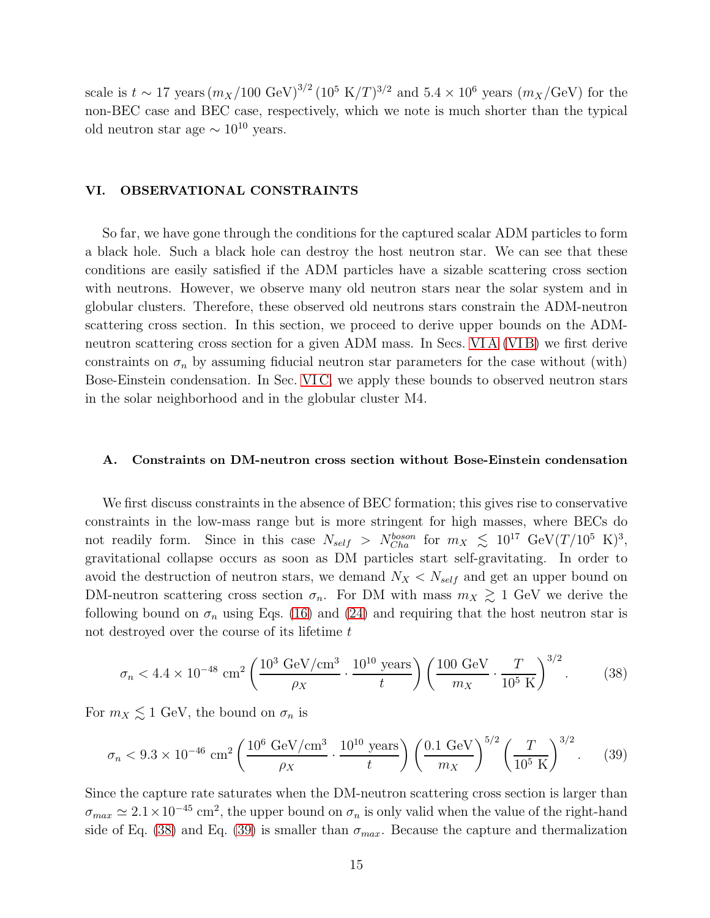scale is $t \sim 17$ years $(m_X/100 \text{ GeV})^{3/2} (10^5 \text{ K}/T)^{3/2}$ and $5.4 \times 10^6$ years $(m_X/\text{GeV})$ for the non-BEC case and BEC case, respectively, which we note is much shorter than the typical old neutron star age $\sim 10^{10}$ years.

## VI. OBSERVATIONAL CONSTRAINTS

So far, we have gone through the conditions for the captured scalar ADM particles to form a black hole. Such a black hole can destroy the host neutron star. We can see that these conditions are easily satisfied if the ADM particles have a sizable scattering cross section with neutrons. However, we observe many old neutron stars near the solar system and in globular clusters. Therefore, these observed old neutrons stars constrain the ADM-neutron scattering cross section. In this section, we proceed to derive upper bounds on the ADM-neutron scattering cross section for a given ADM mass. In Secs. VI A (VI B) we first derive constraints on $\sigma_n$ by assuming fiducial neutron star parameters for the case without (with) Bose-Einstein condensation. In Sec. VI C, we apply these bounds to observed neutron stars in the solar neighborhood and in the globular cluster M4.

### A. Constraints on DM-neutron cross section without Bose-Einstein condensation

We first discuss constraints in the absence of BEC formation; this gives rise to conservative constraints in the low-mass range but is more stringent for high masses, where BECs do not readily form. Since in this case $N_{self} > N_{Cha}^{boson}$ for $m_X \lesssim 10^{17}$ GeV$(T/10^5 \text{ K})^3$, gravitational collapse occurs as soon as DM particles start self-gravitating. In order to avoid the destruction of neutron stars, we demand $N_X < N_{self}$ and get an upper bound on DM-neutron scattering cross section $\sigma_n$. For DM with mass $m_X \gtrsim 1$ GeV we derive the following bound on $\sigma_n$ using Eqs. (16) and (24) and requiring that the host neutron star is not destroyed over the course of its lifetime $t$

$$\sigma_n < 4.4 \times 10^{-48} \text{ cm}^2 \left( \frac{10^3 \text{ GeV/cm}^3}{\rho_X} \cdot \frac{10^{10} \text{ years}}{t} \right) \left( \frac{100 \text{ GeV}}{m_X} \cdot \frac{T}{10^5 \text{ K}} \right)^{3/2}. \tag{38}$$

For $m_X \lesssim 1$ GeV, the bound on $\sigma_n$ is

$$\sigma_n < 9.3 \times 10^{-46} \text{ cm}^2 \left( \frac{10^6 \text{ GeV/cm}^3}{\rho_X} \cdot \frac{10^{10} \text{ years}}{t} \right) \left( \frac{0.1 \text{ GeV}}{m_X} \right)^{5/2} \left( \frac{T}{10^5 \text{ K}} \right)^{3/2}. \tag{39}$$

Since the capture rate saturates when the DM-neutron scattering cross section is larger than $\sigma_{max} \simeq 2.1 \times 10^{-45}$ cm$^2$, the upper bound on $\sigma_n$ is only valid when the value of the right-hand side of Eq. (38) and Eq. (39) is smaller than $\sigma_{max}$. Because the capture and thermalization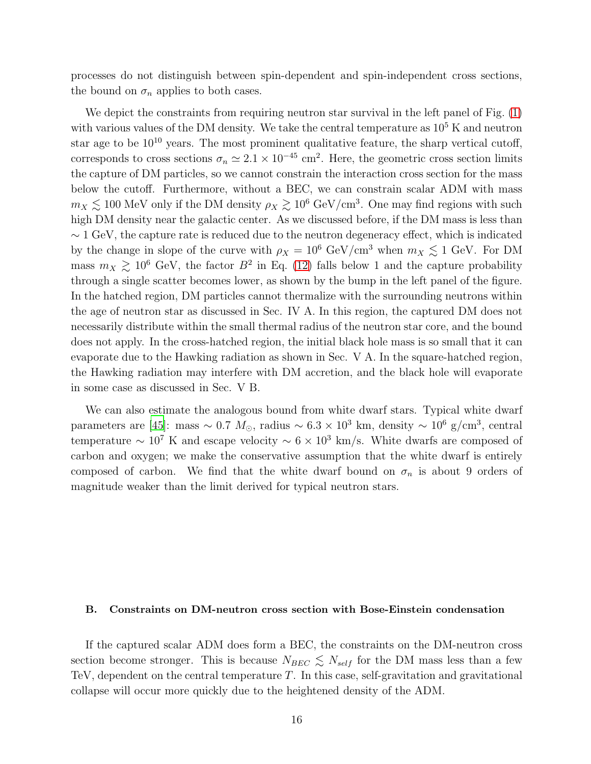processes do not distinguish between spin-dependent and spin-independent cross sections, the bound on $\sigma_n$ applies to both cases.

We depict the constraints from requiring neutron star survival in the left panel of Fig. (1) with various values of the DM density. We take the central temperature as $10^5$ K and neutron star age to be $10^{10}$ years. The most prominent qualitative feature, the sharp vertical cutoff, corresponds to cross sections $\sigma_n \simeq 2.1 \times 10^{-45}$ cm$^2$. Here, the geometric cross section limits the capture of DM particles, so we cannot constrain the interaction cross section for the mass below the cutoff. Furthermore, without a BEC, we can constrain scalar ADM with mass $m_X \lesssim 100$ MeV only if the DM density $\rho_X \gtrsim 10^6$ GeV/cm$^3$. One may find regions with such high DM density near the galactic center. As we discussed before, if the DM mass is less than $\sim 1$ GeV, the capture rate is reduced due to the neutron degeneracy effect, which is indicated by the change in slope of the curve with $\rho_X = 10^6$ GeV/cm$^3$ when $m_X \lesssim 1$ GeV. For DM mass $m_X \gtrsim 10^6$ GeV, the factor $B^2$ in Eq. (12) falls below 1 and the capture probability through a single scatter becomes lower, as shown by the bump in the left panel of the figure. In the hatched region, DM particles cannot thermalize with the surrounding neutrons within the age of neutron star as discussed in Sec. IV A. In this region, the captured DM does not necessarily distribute within the small thermal radius of the neutron star core, and the bound does not apply. In the cross-hatched region, the initial black hole mass is so small that it can evaporate due to the Hawking radiation as shown in Sec. V A. In the square-hatched region, the Hawking radiation may interfere with DM accretion, and the black hole will evaporate in some case as discussed in Sec. V B.

We can also estimate the analogous bound from white dwarf stars. Typical white dwarf parameters are [45]: mass $\sim 0.7\ M_\odot$, radius $\sim 6.3 \times 10^3$ km, density $\sim 10^6$ g/cm$^3$, central temperature $\sim 10^7$ K and escape velocity $\sim 6 \times 10^3$ km/s. White dwarfs are composed of carbon and oxygen; we make the conservative assumption that the white dwarf is entirely composed of carbon. We find that the white dwarf bound on $\sigma_n$ is about 9 orders of magnitude weaker than the limit derived for typical neutron stars.

### B. Constraints on DM-neutron cross section with Bose-Einstein condensation

If the captured scalar ADM does form a BEC, the constraints on the DM-neutron cross section become stronger. This is because $N_{BEC} \lesssim N_{self}$ for the DM mass less than a few TeV, dependent on the central temperature $T$. In this case, self-gravitation and gravitational collapse will occur more quickly due to the heightened density of the ADM.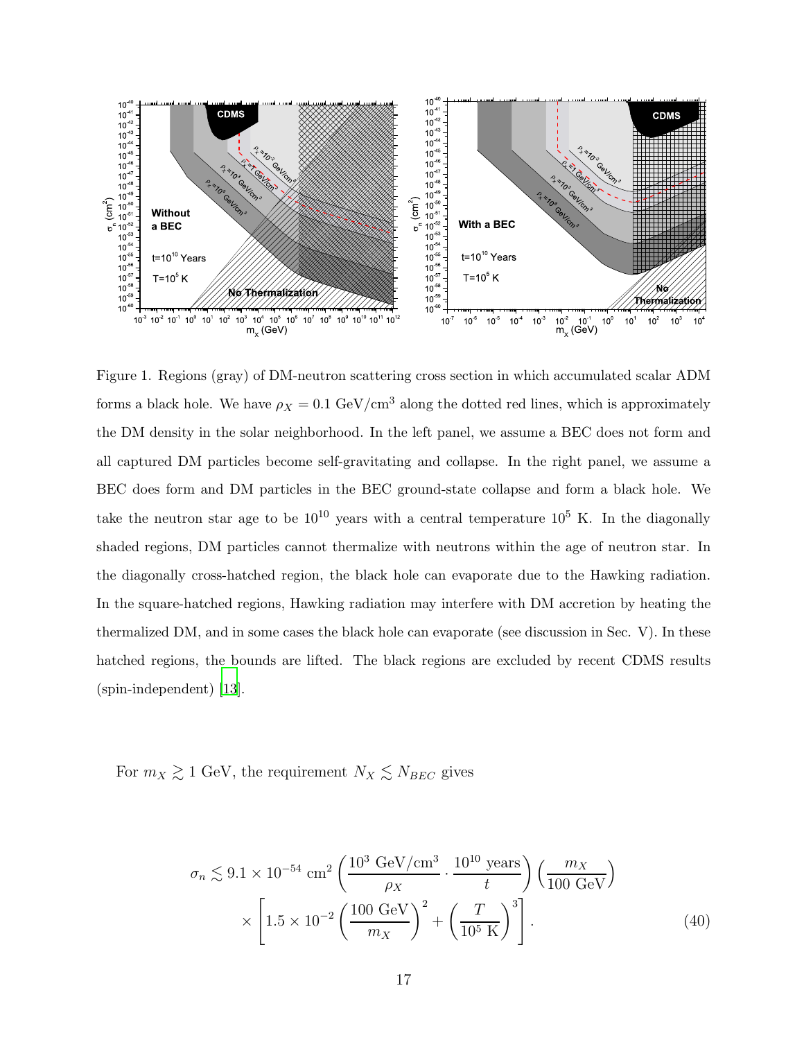Figure 1. Regions (gray) of DM-neutron scattering cross section in which accumulated scalar ADM forms a black hole. We have $\rho_X = 0.1$ GeV/cm$^3$ along the dotted red lines, which is approximately the DM density in the solar neighborhood. In the left panel, we assume a BEC does not form and all captured DM particles become self-gravitating and collapse. In the right panel, we assume a BEC does form and DM particles in the BEC ground-state collapse and form a black hole. We take the neutron star age to be $10^{10}$ years with a central temperature $10^5$ K. In the diagonally shaded regions, DM particles cannot thermalize with neutrons within the age of neutron star. In the diagonally cross-hatched region, the black hole can evaporate due to the Hawking radiation. In the square-hatched regions, Hawking radiation may interfere with DM accretion by heating the thermalized DM, and in some cases the black hole can evaporate (see discussion in Sec. V). In these hatched regions, the bounds are lifted. The black regions are excluded by recent CDMS results (spin-independent) [13].

For $m_X \gtrsim 1$ GeV, the requirement $N_X \lesssim N_{BEC}$ gives

$$\sigma_n \lesssim 9.1 \times 10^{-54}\ \text{cm}^2 \left( \frac{10^3\ \text{GeV/cm}^3}{\rho_X} \cdot \frac{10^{10}\ \text{years}}{t} \right) \left( \frac{m_X}{100\ \text{GeV}} \right) \times \left[ 1.5 \times 10^{-2} \left( \frac{100\ \text{GeV}}{m_X} \right)^2 + \left( \frac{T}{10^5\ \text{K}} \right)^3 \right]. \tag{40}$$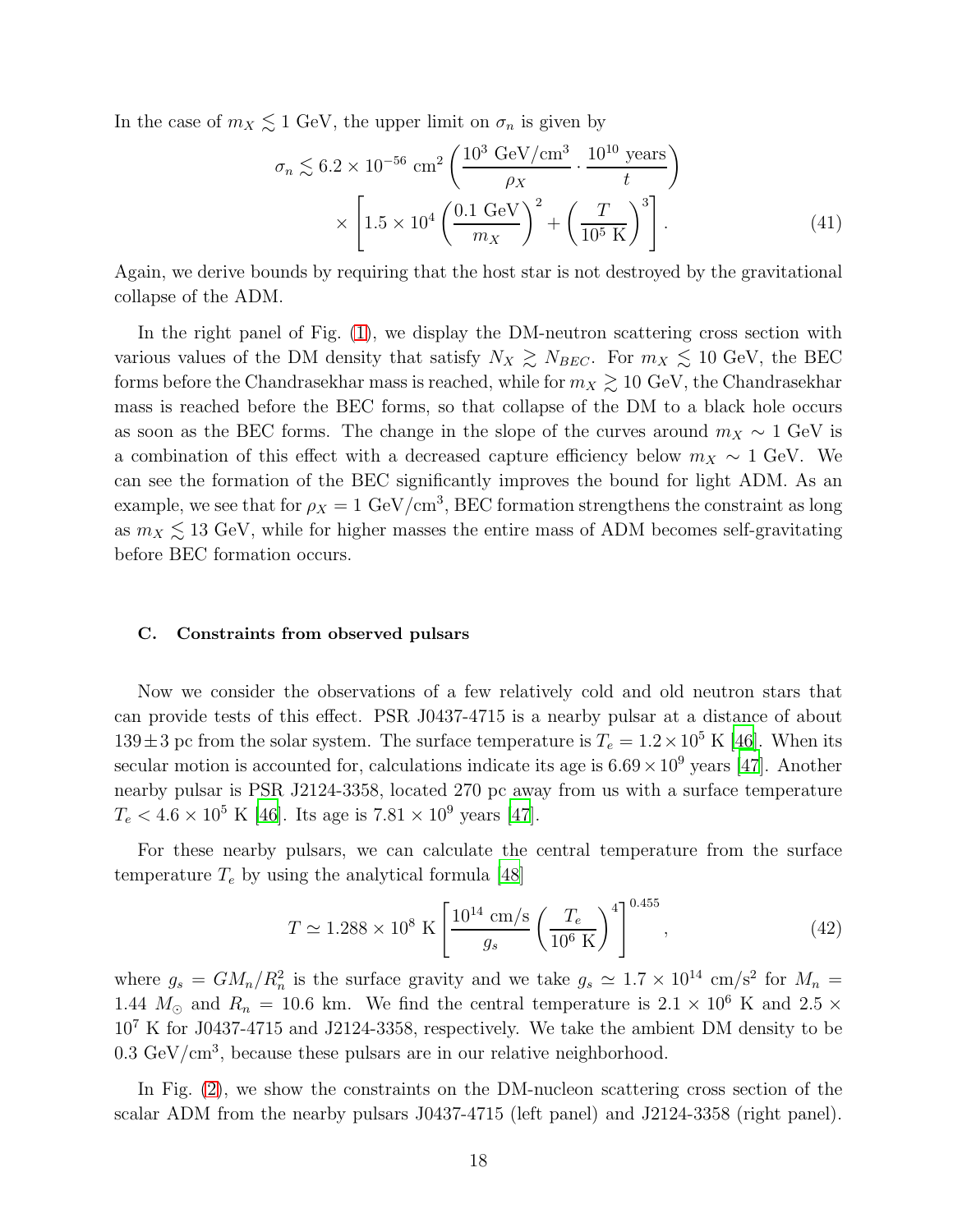In the case of $m_X \lesssim 1$ GeV, the upper limit on $\sigma_n$ is given by

$$\sigma_n \lesssim 6.2 \times 10^{-56} \text{ cm}^2 \left( \frac{10^3 \text{ GeV/cm}^3}{\rho_X} \cdot \frac{10^{10} \text{ years}}{t} \right) \times \left[ 1.5 \times 10^4 \left( \frac{0.1 \text{ GeV}}{m_X} \right)^2 + \left( \frac{T}{10^5 \text{ K}} \right)^3 \right]. \tag{41}$$

Again, we derive bounds by requiring that the host star is not destroyed by the gravitational collapse of the ADM.

In the right panel of Fig. (1), we display the DM-neutron scattering cross section with various values of the DM density that satisfy $N_X \gtrsim N_{BEC}$. For $m_X \lesssim 10$ GeV, the BEC forms before the Chandrasekhar mass is reached, while for $m_X \gtrsim 10$ GeV, the Chandrasekhar mass is reached before the BEC forms, so that collapse of the DM to a black hole occurs as soon as the BEC forms. The change in the slope of the curves around $m_X \sim 1$ GeV is a combination of this effect with a decreased capture efficiency below $m_X \sim 1$ GeV. We can see the formation of the BEC significantly improves the bound for light ADM. As an example, we see that for $\rho_X = 1$ GeV/cm$^3$, BEC formation strengthens the constraint as long as $m_X \lesssim 13$ GeV, while for higher masses the entire mass of ADM becomes self-gravitating before BEC formation occurs.

### C. Constraints from observed pulsars

Now we consider the observations of a few relatively cold and old neutron stars that can provide tests of this effect. PSR J0437-4715 is a nearby pulsar at a distance of about $139 \pm 3$ pc from the solar system. The surface temperature is $T_e = 1.2 \times 10^5$ K [46]. When its secular motion is accounted for, calculations indicate its age is $6.69 \times 10^9$ years [47]. Another nearby pulsar is PSR J2124-3358, located 270 pc away from us with a surface temperature $T_e < 4.6 \times 10^5$ K [46]. Its age is $7.81 \times 10^9$ years [47].

For these nearby pulsars, we can calculate the central temperature from the surface temperature $T_e$ by using the analytical formula [48]

$$T \simeq 1.288 \times 10^8 \text{ K} \left[ \frac{10^{14} \text{ cm/s}}{g_s} \left( \frac{T_e}{10^6 \text{ K}} \right)^4 \right]^{0.455}, \tag{42}$$

where $g_s = GM_n/R_n^2$ is the surface gravity and we take $g_s \simeq 1.7 \times 10^{14}$ cm/s$^2$ for $M_n = 1.44\ M_\odot$ and $R_n = 10.6$ km. We find the central temperature is $2.1 \times 10^6$ K and $2.5 \times 10^7$ K for J0437-4715 and J2124-3358, respectively. We take the ambient DM density to be $0.3$ GeV/cm$^3$, because these pulsars are in our relative neighborhood.

In Fig. (2), we show the constraints on the DM-nucleon scattering cross section of the scalar ADM from the nearby pulsars J0437-4715 (left panel) and J2124-3358 (right panel).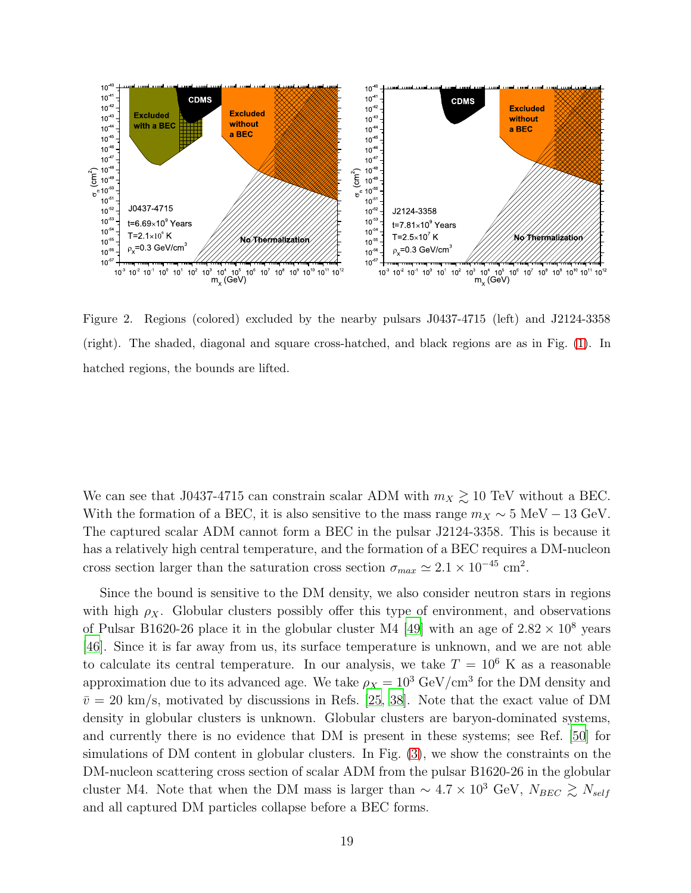Figure 2. Regions (colored) excluded by the nearby pulsars J0437-4715 (left) and J2124-3358 (right). The shaded, diagonal and square cross-hatched, and black regions are as in Fig. (1). In hatched regions, the bounds are lifted.

We can see that J0437-4715 can constrain scalar ADM with $m_X \gtrsim 10$ TeV without a BEC. With the formation of a BEC, it is also sensitive to the mass range $m_X \sim 5$ MeV $-$ 13 GeV. The captured scalar ADM cannot form a BEC in the pulsar J2124-3358. This is because it has a relatively high central temperature, and the formation of a BEC requires a DM-nucleon cross section larger than the saturation cross section $\sigma_{max} \simeq 2.1 \times 10^{-45}$ cm$^2$.

Since the bound is sensitive to the DM density, we also consider neutron stars in regions with high $\rho_X$. Globular clusters possibly offer this type of environment, and observations of Pulsar B1620-26 place it in the globular cluster M4 [49] with an age of $2.82 \times 10^8$ years [46]. Since it is far away from us, its surface temperature is unknown, and we are not able to calculate its central temperature. In our analysis, we take $T = 10^6$ K as a reasonable approximation due to its advanced age. We take $\rho_X = 10^3$ GeV/cm$^3$ for the DM density and $\bar{v} = 20$ km/s, motivated by discussions in Refs. [25, 38]. Note that the exact value of DM density in globular clusters is unknown. Globular clusters are baryon-dominated systems, and currently there is no evidence that DM is present in these systems; see Ref. [50] for simulations of DM content in globular clusters. In Fig. (3), we show the constraints on the DM-nucleon scattering cross section of scalar ADM from the pulsar B1620-26 in the globular cluster M4. Note that when the DM mass is larger than $\sim 4.7 \times 10^3$ GeV, $N_{BEC} \gtrsim N_{self}$ and all captured DM particles collapse before a BEC forms.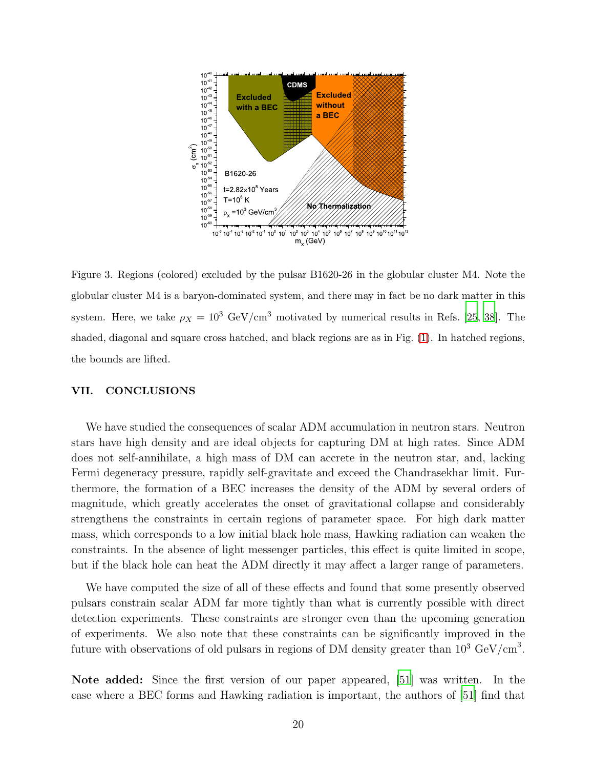Figure 3. Regions (colored) excluded by the pulsar B1620-26 in the globular cluster M4. Note the globular cluster M4 is a baryon-dominated system, and there may in fact be no dark matter in this system. Here, we take $\rho_X = 10^3$ GeV/cm$^3$ motivated by numerical results in Refs. [25, 38]. The shaded, diagonal and square cross hatched, and black regions are as in Fig. (1). In hatched regions, the bounds are lifted.

## VII. CONCLUSIONS

We have studied the consequences of scalar ADM accumulation in neutron stars. Neutron stars have high density and are ideal objects for capturing DM at high rates. Since ADM does not self-annihilate, a high mass of DM can accrete in the neutron star, and, lacking Fermi degeneracy pressure, rapidly self-gravitate and exceed the Chandrasekhar limit. Furthermore, the formation of a BEC increases the density of the ADM by several orders of magnitude, which greatly accelerates the onset of gravitational collapse and considerably strengthens the constraints in certain regions of parameter space. For high dark matter mass, which corresponds to a low initial black hole mass, Hawking radiation can weaken the constraints. In the absence of light messenger particles, this effect is quite limited in scope, but if the black hole can heat the ADM directly it may affect a larger range of parameters.

We have computed the size of all of these effects and found that some presently observed pulsars constrain scalar ADM far more tightly than what is currently possible with direct detection experiments. These constraints are stronger even than the upcoming generation of experiments. We also note that these constraints can be significantly improved in the future with observations of old pulsars in regions of DM density greater than $10^3$ GeV/cm$^3$.

**Note added:** Since the first version of our paper appeared, [51] was written. In the case where a BEC forms and Hawking radiation is important, the authors of [51] find that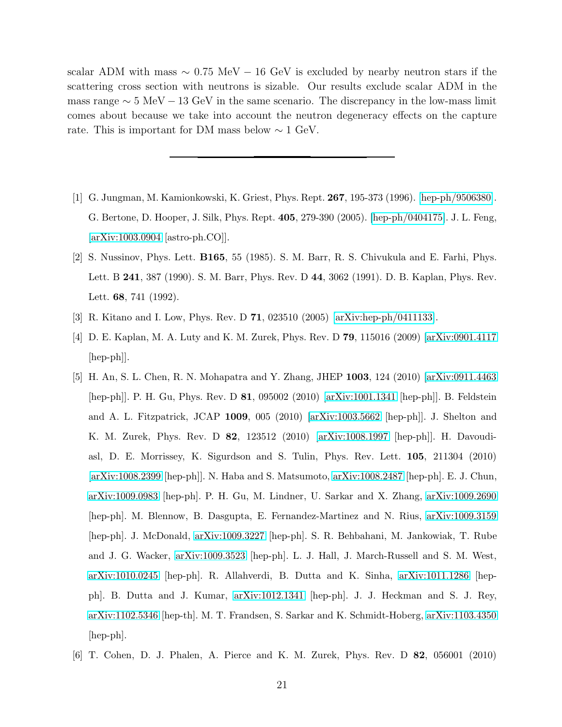scalar ADM with mass $\sim 0.75$ MeV $-$ 16 GeV is excluded by nearby neutron stars if the scattering cross section with neutrons is sizable. Our results exclude scalar ADM in the mass range $\sim 5$ MeV $-$ 13 GeV in the same scenario. The discrepancy in the low-mass limit comes about because we take into account the neutron degeneracy effects on the capture rate. This is important for DM mass below $\sim 1$ GeV.

---

[1] G. Jungman, M. Kamionkowski, K. Griest, Phys. Rept. **267**, 195-373 (1996). [hep-ph/9506380]. G. Bertone, D. Hooper, J. Silk, Phys. Rept. **405**, 279-390 (2005). [hep-ph/0404175]. J. L. Feng, [arXiv:1003.0904 [astro-ph.CO]].

[2] S. Nussinov, Phys. Lett. **B165**, 55 (1985). S. M. Barr, R. S. Chivukula and E. Farhi, Phys. Lett. B **241**, 387 (1990). S. M. Barr, Phys. Rev. D **44**, 3062 (1991). D. B. Kaplan, Phys. Rev. Lett. **68**, 741 (1992).

[3] R. Kitano and I. Low, Phys. Rev. D **71**, 023510 (2005) [arXiv:hep-ph/0411133].

[4] D. E. Kaplan, M. A. Luty and K. M. Zurek, Phys. Rev. D **79**, 115016 (2009) [arXiv:0901.4117 [hep-ph]].

[5] H. An, S. L. Chen, R. N. Mohapatra and Y. Zhang, JHEP **1003**, 124 (2010) [arXiv:0911.4463 [hep-ph]]. P. H. Gu, Phys. Rev. D **81**, 095002 (2010) [arXiv:1001.1341 [hep-ph]]. B. Feldstein and A. L. Fitzpatrick, JCAP **1009**, 005 (2010) [arXiv:1003.5662 [hep-ph]]. J. Shelton and K. M. Zurek, Phys. Rev. D **82**, 123512 (2010) [arXiv:1008.1997 [hep-ph]]. H. Davoudiasl, D. E. Morrissey, K. Sigurdson and S. Tulin, Phys. Rev. Lett. **105**, 211304 (2010) [arXiv:1008.2399 [hep-ph]]. N. Haba and S. Matsumoto, arXiv:1008.2487 [hep-ph]. E. J. Chun, arXiv:1009.0983 [hep-ph]. P. H. Gu, M. Lindner, U. Sarkar and X. Zhang, arXiv:1009.2690 [hep-ph]. M. Blennow, B. Dasgupta, E. Fernandez-Martinez and N. Rius, arXiv:1009.3159 [hep-ph]. J. McDonald, arXiv:1009.3227 [hep-ph]. S. R. Behbahani, M. Jankowiak, T. Rube and J. G. Wacker, arXiv:1009.3523 [hep-ph]. L. J. Hall, J. March-Russell and S. M. West, arXiv:1010.0245 [hep-ph]. R. Allahverdi, B. Dutta and K. Sinha, arXiv:1011.1286 [hep-ph]. B. Dutta and J. Kumar, arXiv:1012.1341 [hep-ph]. J. J. Heckman and S. J. Rey, arXiv:1102.5346 [hep-th]. M. T. Frandsen, S. Sarkar and K. Schmidt-Hoberg, arXiv:1103.4350 [hep-ph].

[6] T. Cohen, D. J. Phalen, A. Pierce and K. M. Zurek, Phys. Rev. D **82**, 056001 (2010)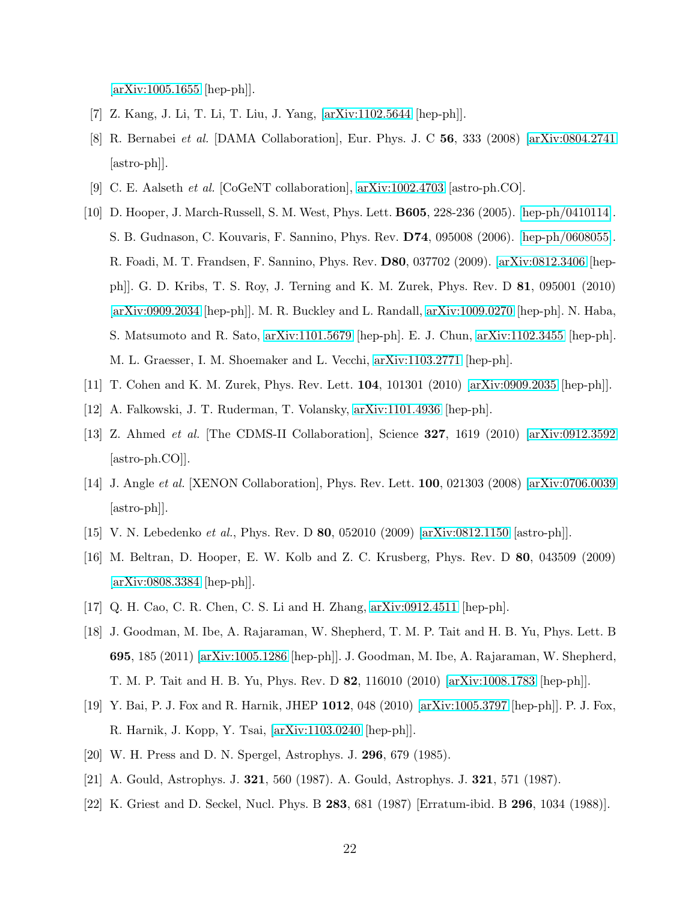[arXiv:1005.1655 [hep-ph]].

[7] Z. Kang, J. Li, T. Li, T. Liu, J. Yang, [arXiv:1102.5644 [hep-ph]].

[8] R. Bernabei *et al.* [DAMA Collaboration], Eur. Phys. J. C **56**, 333 (2008) [arXiv:0804.2741 [astro-ph]].

[9] C. E. Aalseth *et al.* [CoGeNT collaboration], arXiv:1002.4703 [astro-ph.CO].

[10] D. Hooper, J. March-Russell, S. M. West, Phys. Lett. **B605**, 228-236 (2005). [hep-ph/0410114]. S. B. Gudnason, C. Kouvaris, F. Sannino, Phys. Rev. **D74**, 095008 (2006). [hep-ph/0608055]. R. Foadi, M. T. Frandsen, F. Sannino, Phys. Rev. **D80**, 037702 (2009). [arXiv:0812.3406 [hep-ph]]. G. D. Kribs, T. S. Roy, J. Terning and K. M. Zurek, Phys. Rev. D **81**, 095001 (2010) [arXiv:0909.2034 [hep-ph]]. M. R. Buckley and L. Randall, arXiv:1009.0270 [hep-ph]. N. Haba, S. Matsumoto and R. Sato, arXiv:1101.5679 [hep-ph]. E. J. Chun, arXiv:1102.3455 [hep-ph]. M. L. Graesser, I. M. Shoemaker and L. Vecchi, arXiv:1103.2771 [hep-ph].

[11] T. Cohen and K. M. Zurek, Phys. Rev. Lett. **104**, 101301 (2010) [arXiv:0909.2035 [hep-ph]].

[12] A. Falkowski, J. T. Ruderman, T. Volansky, arXiv:1101.4936 [hep-ph].

[13] Z. Ahmed *et al.* [The CDMS-II Collaboration], Science **327**, 1619 (2010) [arXiv:0912.3592 [astro-ph.CO]].

[14] J. Angle *et al.* [XENON Collaboration], Phys. Rev. Lett. **100**, 021303 (2008) [arXiv:0706.0039 [astro-ph]].

[15] V. N. Lebedenko *et al.*, Phys. Rev. D **80**, 052010 (2009) [arXiv:0812.1150 [astro-ph]].

[16] M. Beltran, D. Hooper, E. W. Kolb and Z. C. Krusberg, Phys. Rev. D **80**, 043509 (2009) [arXiv:0808.3384 [hep-ph]].

[17] Q. H. Cao, C. R. Chen, C. S. Li and H. Zhang, arXiv:0912.4511 [hep-ph].

[18] J. Goodman, M. Ibe, A. Rajaraman, W. Shepherd, T. M. P. Tait and H. B. Yu, Phys. Lett. B **695**, 185 (2011) [arXiv:1005.1286 [hep-ph]]. J. Goodman, M. Ibe, A. Rajaraman, W. Shepherd, T. M. P. Tait and H. B. Yu, Phys. Rev. D **82**, 116010 (2010) [arXiv:1008.1783 [hep-ph]].

[19] Y. Bai, P. J. Fox and R. Harnik, JHEP **1012**, 048 (2010) [arXiv:1005.3797 [hep-ph]]. P. J. Fox, R. Harnik, J. Kopp, Y. Tsai, [arXiv:1103.0240 [hep-ph]].

[20] W. H. Press and D. N. Spergel, Astrophys. J. **296**, 679 (1985).

[21] A. Gould, Astrophys. J. **321**, 560 (1987). A. Gould, Astrophys. J. **321**, 571 (1987).

[22] K. Griest and D. Seckel, Nucl. Phys. B **283**, 681 (1987) [Erratum-ibid. B **296**, 1034 (1988)].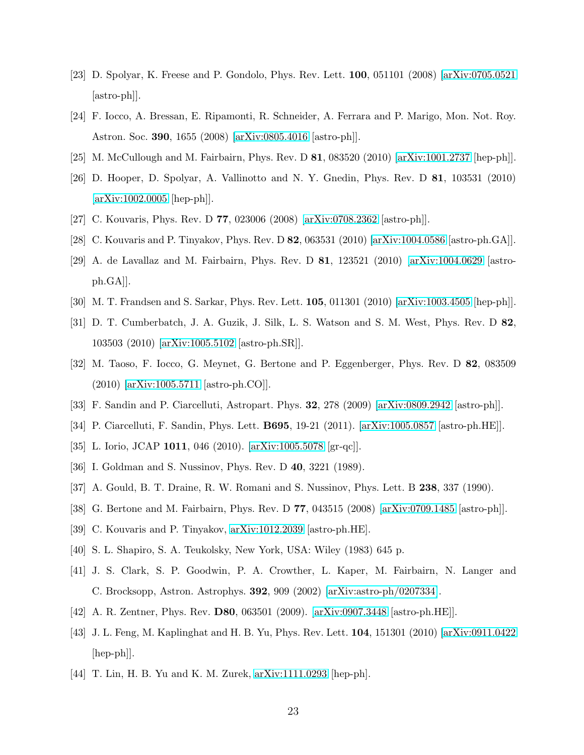[23] D. Spolyar, K. Freese and P. Gondolo, Phys. Rev. Lett. **100**, 051101 (2008) [arXiv:0705.0521 [astro-ph]].

[24] F. Iocco, A. Bressan, E. Ripamonti, R. Schneider, A. Ferrara and P. Marigo, Mon. Not. Roy. Astron. Soc. **390**, 1655 (2008) [arXiv:0805.4016 [astro-ph]].

[25] M. McCullough and M. Fairbairn, Phys. Rev. D **81**, 083520 (2010) [arXiv:1001.2737 [hep-ph]].

[26] D. Hooper, D. Spolyar, A. Vallinotto and N. Y. Gnedin, Phys. Rev. D **81**, 103531 (2010) [arXiv:1002.0005 [hep-ph]].

[27] C. Kouvaris, Phys. Rev. D **77**, 023006 (2008) [arXiv:0708.2362 [astro-ph]].

[28] C. Kouvaris and P. Tinyakov, Phys. Rev. D **82**, 063531 (2010) [arXiv:1004.0586 [astro-ph.GA]].

[29] A. de Lavallaz and M. Fairbairn, Phys. Rev. D **81**, 123521 (2010) [arXiv:1004.0629 [astro-ph.GA]].

[30] M. T. Frandsen and S. Sarkar, Phys. Rev. Lett. **105**, 011301 (2010) [arXiv:1003.4505 [hep-ph]].

[31] D. T. Cumberbatch, J. A. Guzik, J. Silk, L. S. Watson and S. M. West, Phys. Rev. D **82**, 103503 (2010) [arXiv:1005.5102 [astro-ph.SR]].

[32] M. Taoso, F. Iocco, G. Meynet, G. Bertone and P. Eggenberger, Phys. Rev. D **82**, 083509 (2010) [arXiv:1005.5711 [astro-ph.CO]].

[33] F. Sandin and P. Ciarcelluti, Astropart. Phys. **32**, 278 (2009) [arXiv:0809.2942 [astro-ph]].

[34] P. Ciarcelluti, F. Sandin, Phys. Lett. **B695**, 19-21 (2011). [arXiv:1005.0857 [astro-ph.HE]].

[35] L. Iorio, JCAP **1011**, 046 (2010). [arXiv:1005.5078 [gr-qc]].

[36] I. Goldman and S. Nussinov, Phys. Rev. D **40**, 3221 (1989).

[37] A. Gould, B. T. Draine, R. W. Romani and S. Nussinov, Phys. Lett. B **238**, 337 (1990).

[38] G. Bertone and M. Fairbairn, Phys. Rev. D **77**, 043515 (2008) [arXiv:0709.1485 [astro-ph]].

[39] C. Kouvaris and P. Tinyakov, arXiv:1012.2039 [astro-ph.HE].

[40] S. L. Shapiro, S. A. Teukolsky, New York, USA: Wiley (1983) 645 p.

[41] J. S. Clark, S. P. Goodwin, P. A. Crowther, L. Kaper, M. Fairbairn, N. Langer and C. Brocksopp, Astron. Astrophys. **392**, 909 (2002) [arXiv:astro-ph/0207334].

[42] A. R. Zentner, Phys. Rev. **D80**, 063501 (2009). [arXiv:0907.3448 [astro-ph.HE]].

[43] J. L. Feng, M. Kaplinghat and H. B. Yu, Phys. Rev. Lett. **104**, 151301 (2010) [arXiv:0911.0422 [hep-ph]].

[44] T. Lin, H. B. Yu and K. M. Zurek, arXiv:1111.0293 [hep-ph].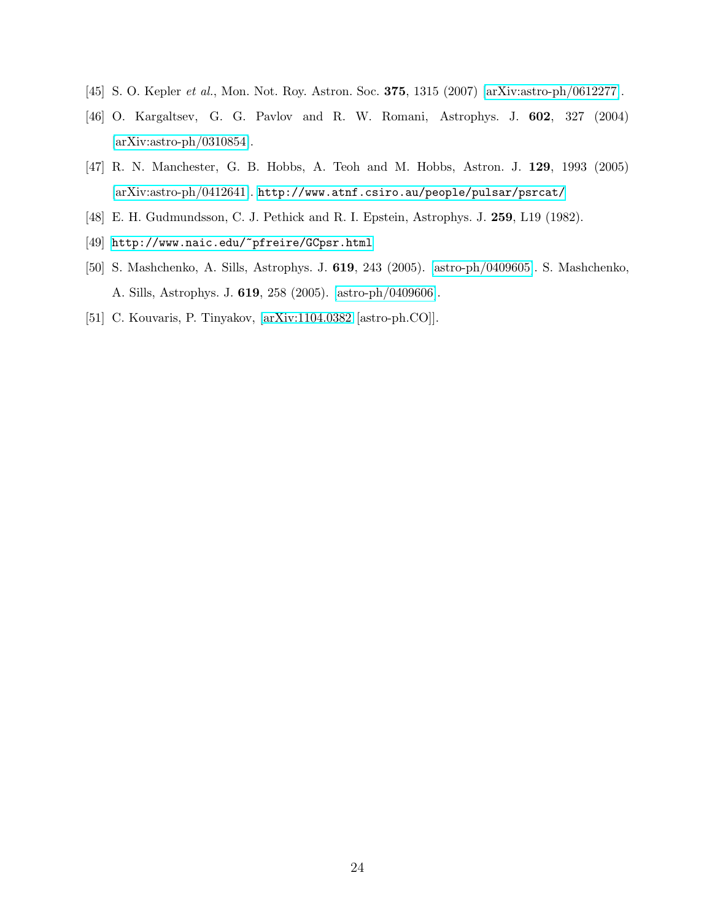[45] S. O. Kepler *et al.*, Mon. Not. Roy. Astron. Soc. **375**, 1315 (2007) [arXiv:astro-ph/0612277].

[46] O. Kargaltsev, G. G. Pavlov and R. W. Romani, Astrophys. J. **602**, 327 (2004) [arXiv:astro-ph/0310854].

[47] R. N. Manchester, G. B. Hobbs, A. Teoh and M. Hobbs, Astron. J. **129**, 1993 (2005) [arXiv:astro-ph/0412641]. http://www.atnf.csiro.au/people/pulsar/psrcat/

[48] E. H. Gudmundsson, C. J. Pethick and R. I. Epstein, Astrophys. J. **259**, L19 (1982).

[49] http://www.naic.edu/~pfreire/GCpsr.html

[50] S. Mashchenko, A. Sills, Astrophys. J. **619**, 243 (2005). [astro-ph/0409605]. S. Mashchenko, A. Sills, Astrophys. J. **619**, 258 (2005). [astro-ph/0409606].

[51] C. Kouvaris, P. Tinyakov, [arXiv:1104.0382 [astro-ph.CO]].